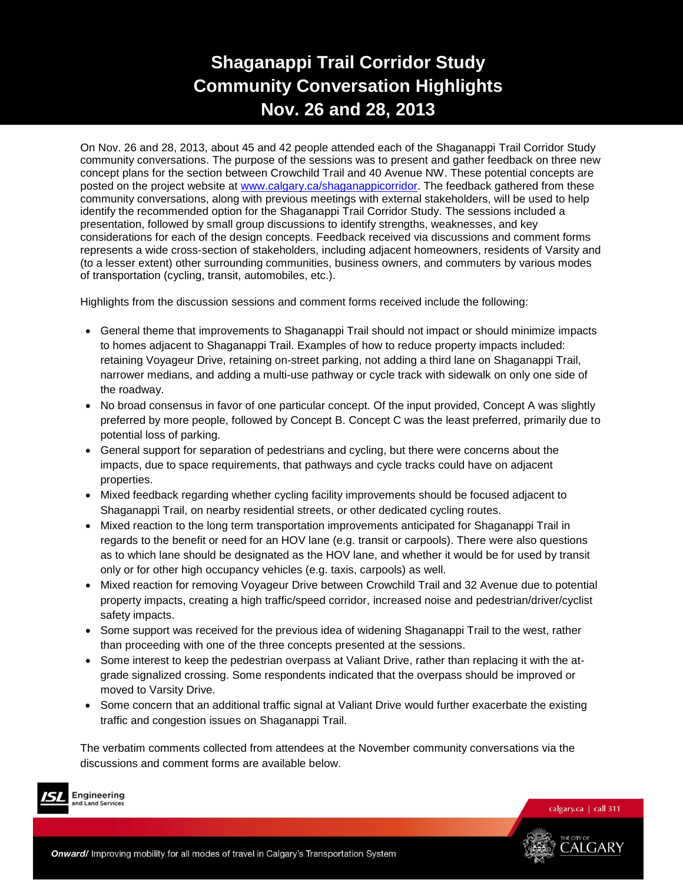# Shaganappi Trail Corridor Study
# Community Conversation Highlights
# Nov. 26 and 28, 2013

On Nov. 26 and 28, 2013, about 45 and 42 people attended each of the Shaganappi Trail Corridor Study community conversations. The purpose of the sessions was to present and gather feedback on three new concept plans for the section between Crowchild Trail and 40 Avenue NW. These potential concepts are posted on the project website at [www.calgary.ca/shaganappicorridor](http://www.calgary.ca/shaganappicorridor). The feedback gathered from these community conversations, along with previous meetings with external stakeholders, will be used to help identify the recommended option for the Shaganappi Trail Corridor Study. The sessions included a presentation, followed by small group discussions to identify strengths, weaknesses, and key considerations for each of the design concepts. Feedback received via discussions and comment forms represents a wide cross-section of stakeholders, including adjacent homeowners, residents of Varsity and (to a lesser extent) other surrounding communities, business owners, and commuters by various modes of transportation (cycling, transit, automobiles, etc.).

Highlights from the discussion sessions and comment forms received include the following:

- General theme that improvements to Shaganappi Trail should not impact or should minimize impacts to homes adjacent to Shaganappi Trail. Examples of how to reduce property impacts included: retaining Voyageur Drive, retaining on-street parking, not adding a third lane on Shaganappi Trail, narrower medians, and adding a multi-use pathway or cycle track with sidewalk on only one side of the roadway.
- No broad consensus in favor of one particular concept. Of the input provided, Concept A was slightly preferred by more people, followed by Concept B. Concept C was the least preferred, primarily due to potential loss of parking.
- General support for separation of pedestrians and cycling, but there were concerns about the impacts, due to space requirements, that pathways and cycle tracks could have on adjacent properties.
- Mixed feedback regarding whether cycling facility improvements should be focused adjacent to Shaganappi Trail, on nearby residential streets, or other dedicated cycling routes.
- Mixed reaction to the long term transportation improvements anticipated for Shaganappi Trail in regards to the benefit or need for an HOV lane (e.g. transit or carpools). There were also questions as to which lane should be designated as the HOV lane, and whether it would be for used by transit only or for other high occupancy vehicles (e.g. taxis, carpools) as well.
- Mixed reaction for removing Voyageur Drive between Crowchild Trail and 32 Avenue due to potential property impacts, creating a high traffic/speed corridor, increased noise and pedestrian/driver/cyclist safety impacts.
- Some support was received for the previous idea of widening Shaganappi Trail to the west, rather than proceeding with one of the three concepts presented at the sessions.
- Some interest to keep the pedestrian overpass at Valiant Drive, rather than replacing it with the at-grade signalized crossing. Some respondents indicated that the overpass should be improved or moved to Varsity Drive.
- Some concern that an additional traffic signal at Valiant Drive would further exacerbate the existing traffic and congestion issues on Shaganappi Trail.

The verbatim comments collected from attendees at the November community conversations via the discussions and comment forms are available below.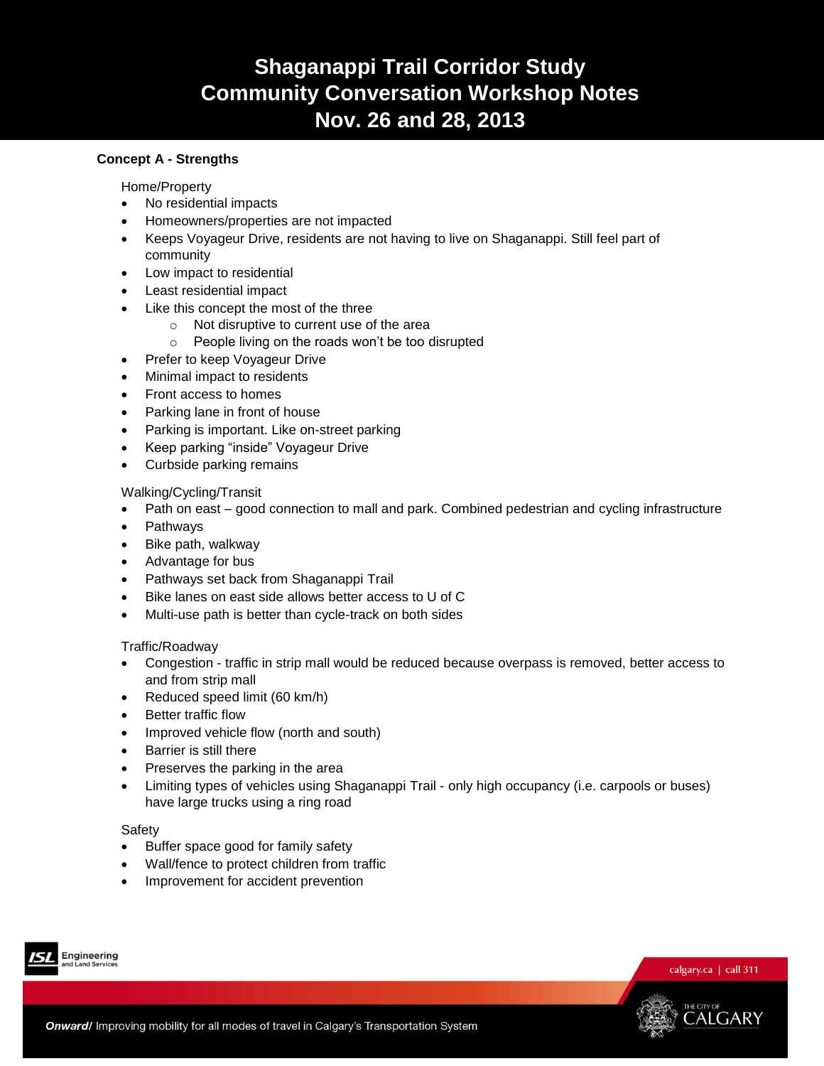**Concept A - Strengths**

Home/Property

- No residential impacts
- Homeowners/properties are not impacted
- Keeps Voyageur Drive, residents are not having to live on Shaganappi. Still feel part of community
- Low impact to residential
- Least residential impact
- Like this concept the most of the three
    - Not disruptive to current use of the area
    - People living on the roads won't be too disrupted
- Prefer to keep Voyageur Drive
- Minimal impact to residents
- Front access to homes
- Parking lane in front of house
- Parking is important. Like on-street parking
- Keep parking "inside" Voyageur Drive
- Curbside parking remains

Walking/Cycling/Transit

- Path on east – good connection to mall and park. Combined pedestrian and cycling infrastructure
- Pathways
- Bike path, walkway
- Advantage for bus
- Pathways set back from Shaganappi Trail
- Bike lanes on east side allows better access to U of C
- Multi-use path is better than cycle-track on both sides

Traffic/Roadway

- Congestion - traffic in strip mall would be reduced because overpass is removed, better access to and from strip mall
- Reduced speed limit (60 km/h)
- Better traffic flow
- Improved vehicle flow (north and south)
- Barrier is still there
- Preserves the parking in the area
- Limiting types of vehicles using Shaganappi Trail - only high occupancy (i.e. carpools or buses) have large trucks using a ring road

Safety

- Buffer space good for family safety
- Wall/fence to protect children from traffic
- Improvement for accident prevention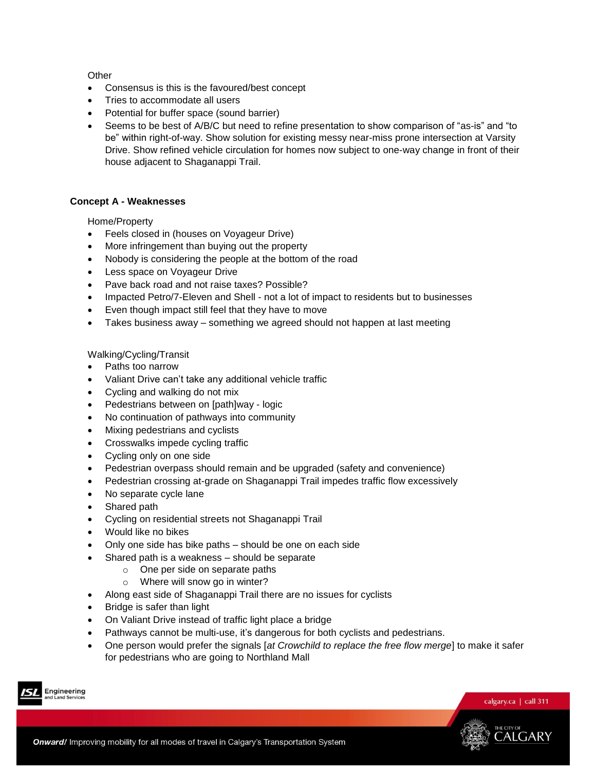Other

- Consensus is this is the favoured/best concept
- Tries to accommodate all users
- Potential for buffer space (sound barrier)
- Seems to be best of A/B/C but need to refine presentation to show comparison of "as-is" and "to be" within right-of-way. Show solution for existing messy near-miss prone intersection at Varsity Drive. Show refined vehicle circulation for homes now subject to one-way change in front of their house adjacent to Shaganappi Trail.

**Concept A - Weaknesses**

Home/Property

- Feels closed in (houses on Voyageur Drive)
- More infringement than buying out the property
- Nobody is considering the people at the bottom of the road
- Less space on Voyageur Drive
- Pave back road and not raise taxes? Possible?
- Impacted Petro/7-Eleven and Shell - not a lot of impact to residents but to businesses
- Even though impact still feel that they have to move
- Takes business away – something we agreed should not happen at last meeting

Walking/Cycling/Transit

- Paths too narrow
- Valiant Drive can't take any additional vehicle traffic
- Cycling and walking do not mix
- Pedestrians between on [path]way - logic
- No continuation of pathways into community
- Mixing pedestrians and cyclists
- Crosswalks impede cycling traffic
- Cycling only on one side
- Pedestrian overpass should remain and be upgraded (safety and convenience)
- Pedestrian crossing at-grade on Shaganappi Trail impedes traffic flow excessively
- No separate cycle lane
- Shared path
- Cycling on residential streets not Shaganappi Trail
- Would like no bikes
- Only one side has bike paths – should be one on each side
- Shared path is a weakness – should be separate
  - One per side on separate paths
  - Where will snow go in winter?
- Along east side of Shaganappi Trail there are no issues for cyclists
- Bridge is safer than light
- On Valiant Drive instead of traffic light place a bridge
- Pathways cannot be multi-use, it's dangerous for both cyclists and pedestrians.
- One person would prefer the signals [*at Crowchild to replace the free flow merge*] to make it safer for pedestrians who are going to Northland Mall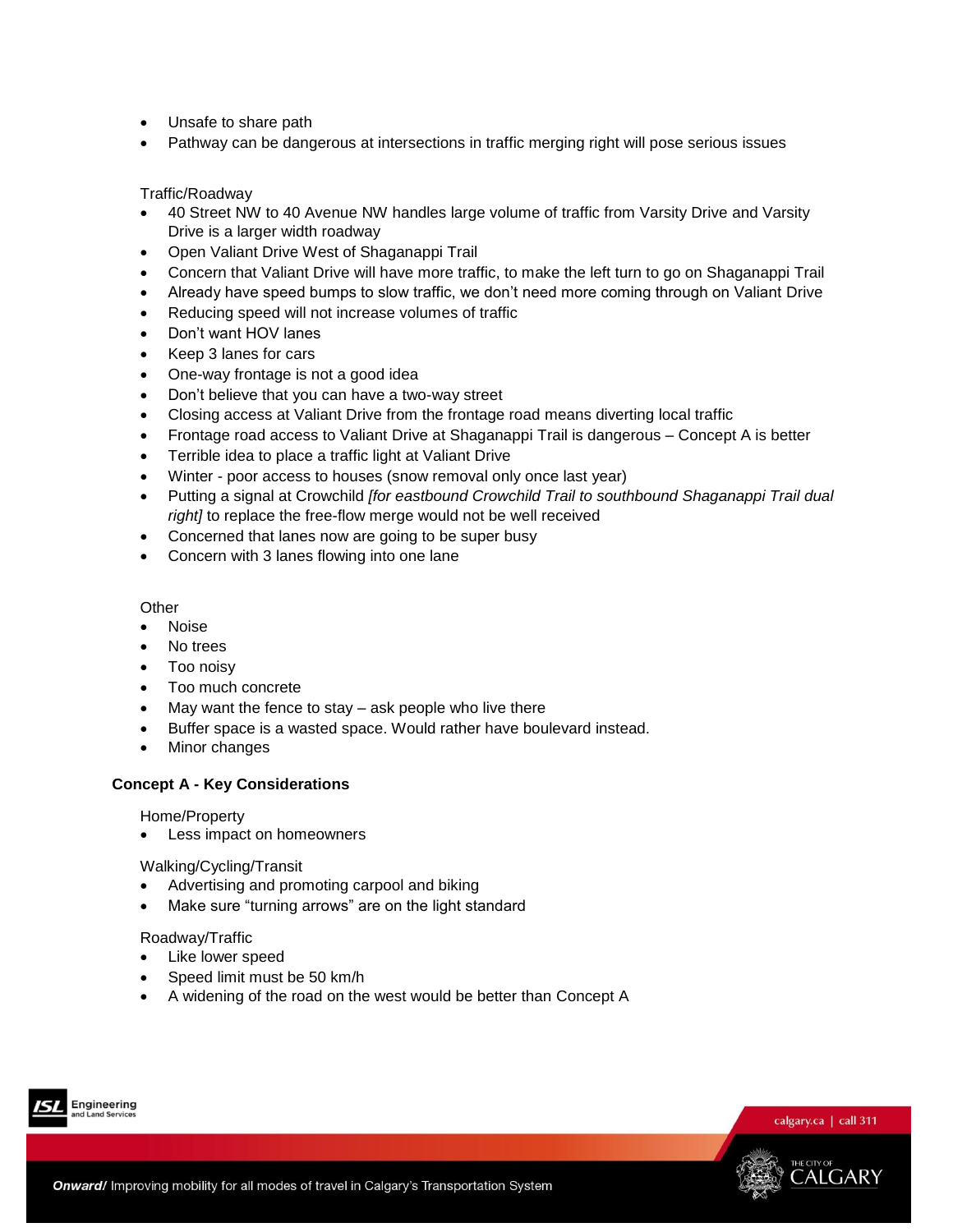- Unsafe to share path
- Pathway can be dangerous at intersections in traffic merging right will pose serious issues

Traffic/Roadway

- 40 Street NW to 40 Avenue NW handles large volume of traffic from Varsity Drive and Varsity Drive is a larger width roadway
- Open Valiant Drive West of Shaganappi Trail
- Concern that Valiant Drive will have more traffic, to make the left turn to go on Shaganappi Trail
- Already have speed bumps to slow traffic, we don't need more coming through on Valiant Drive
- Reducing speed will not increase volumes of traffic
- Don't want HOV lanes
- Keep 3 lanes for cars
- One-way frontage is not a good idea
- Don't believe that you can have a two-way street
- Closing access at Valiant Drive from the frontage road means diverting local traffic
- Frontage road access to Valiant Drive at Shaganappi Trail is dangerous – Concept A is better
- Terrible idea to place a traffic light at Valiant Drive
- Winter - poor access to houses (snow removal only once last year)
- Putting a signal at Crowchild *[for eastbound Crowchild Trail to southbound Shaganappi Trail dual right]* to replace the free-flow merge would not be well received
- Concerned that lanes now are going to be super busy
- Concern with 3 lanes flowing into one lane

Other

- Noise
- No trees
- Too noisy
- Too much concrete
- May want the fence to stay – ask people who live there
- Buffer space is a wasted space. Would rather have boulevard instead.
- Minor changes

**Concept A - Key Considerations**

Home/Property

- Less impact on homeowners

Walking/Cycling/Transit

- Advertising and promoting carpool and biking
- Make sure "turning arrows" are on the light standard

Roadway/Traffic

- Like lower speed
- Speed limit must be 50 km/h
- A widening of the road on the west would be better than Concept A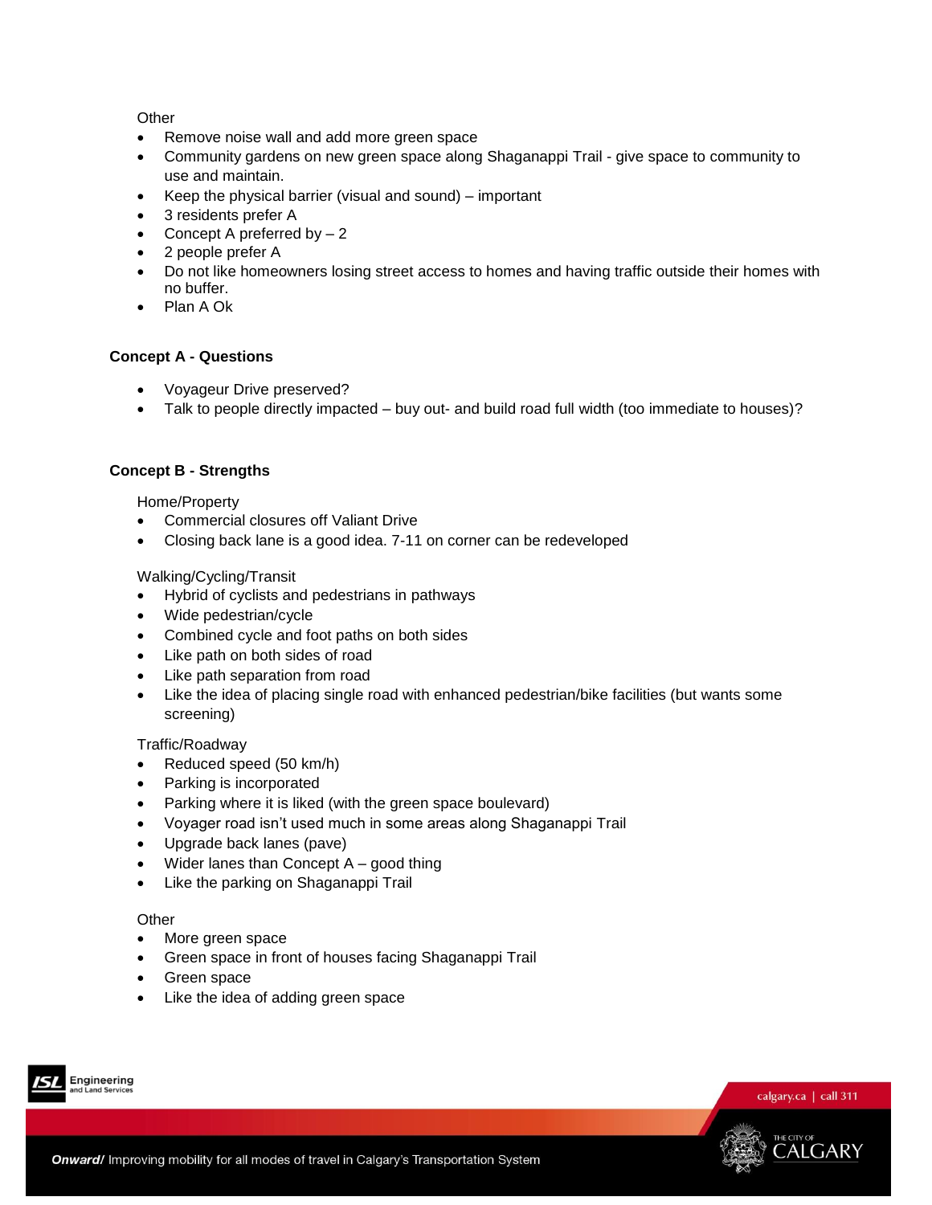Other

- Remove noise wall and add more green space
- Community gardens on new green space along Shaganappi Trail - give space to community to use and maintain.
- Keep the physical barrier (visual and sound) – important
- 3 residents prefer A
- Concept A preferred by – 2
- 2 people prefer A
- Do not like homeowners losing street access to homes and having traffic outside their homes with no buffer.
- Plan A Ok

### Concept A - Questions

- Voyageur Drive preserved?
- Talk to people directly impacted – buy out- and build road full width (too immediate to houses)?

### Concept B - Strengths

Home/Property

- Commercial closures off Valiant Drive
- Closing back lane is a good idea. 7-11 on corner can be redeveloped

Walking/Cycling/Transit

- Hybrid of cyclists and pedestrians in pathways
- Wide pedestrian/cycle
- Combined cycle and foot paths on both sides
- Like path on both sides of road
- Like path separation from road
- Like the idea of placing single road with enhanced pedestrian/bike facilities (but wants some screening)

Traffic/Roadway

- Reduced speed (50 km/h)
- Parking is incorporated
- Parking where it is liked (with the green space boulevard)
- Voyager road isn't used much in some areas along Shaganappi Trail
- Upgrade back lanes (pave)
- Wider lanes than Concept A – good thing
- Like the parking on Shaganappi Trail

Other

- More green space
- Green space in front of houses facing Shaganappi Trail
- Green space
- Like the idea of adding green space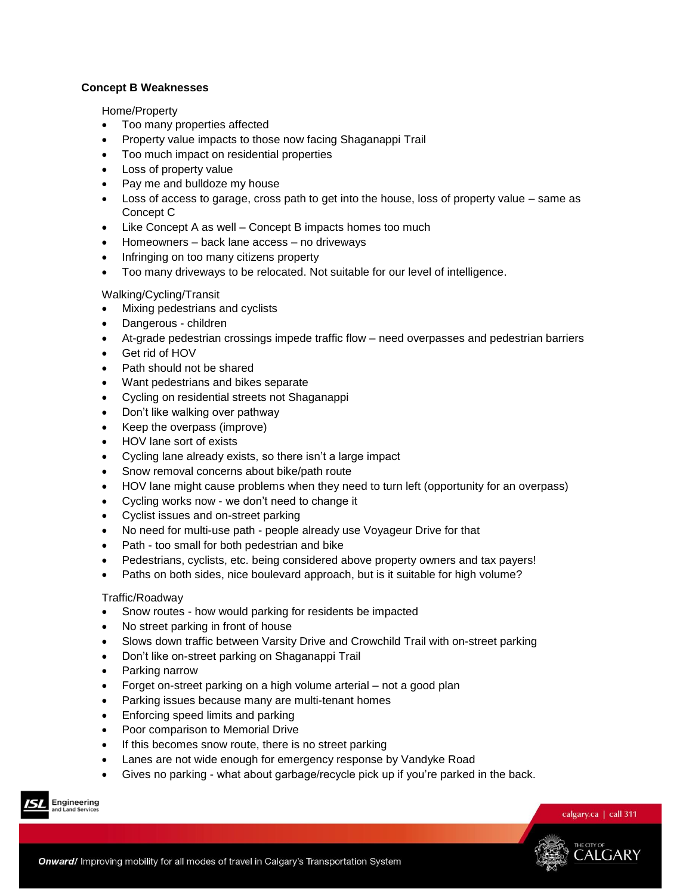**Concept B Weaknesses**

Home/Property

- Too many properties affected
- Property value impacts to those now facing Shaganappi Trail
- Too much impact on residential properties
- Loss of property value
- Pay me and bulldoze my house
- Loss of access to garage, cross path to get into the house, loss of property value – same as Concept C
- Like Concept A as well – Concept B impacts homes too much
- Homeowners – back lane access – no driveways
- Infringing on too many citizens property
- Too many driveways to be relocated. Not suitable for our level of intelligence.

Walking/Cycling/Transit

- Mixing pedestrians and cyclists
- Dangerous - children
- At-grade pedestrian crossings impede traffic flow – need overpasses and pedestrian barriers
- Get rid of HOV
- Path should not be shared
- Want pedestrians and bikes separate
- Cycling on residential streets not Shaganappi
- Don't like walking over pathway
- Keep the overpass (improve)
- HOV lane sort of exists
- Cycling lane already exists, so there isn't a large impact
- Snow removal concerns about bike/path route
- HOV lane might cause problems when they need to turn left (opportunity for an overpass)
- Cycling works now - we don't need to change it
- Cyclist issues and on-street parking
- No need for multi-use path - people already use Voyageur Drive for that
- Path - too small for both pedestrian and bike
- Pedestrians, cyclists, etc. being considered above property owners and tax payers!
- Paths on both sides, nice boulevard approach, but is it suitable for high volume?

Traffic/Roadway

- Snow routes - how would parking for residents be impacted
- No street parking in front of house
- Slows down traffic between Varsity Drive and Crowchild Trail with on-street parking
- Don't like on-street parking on Shaganappi Trail
- Parking narrow
- Forget on-street parking on a high volume arterial – not a good plan
- Parking issues because many are multi-tenant homes
- Enforcing speed limits and parking
- Poor comparison to Memorial Drive
- If this becomes snow route, there is no street parking
- Lanes are not wide enough for emergency response by Vandyke Road
- Gives no parking - what about garbage/recycle pick up if you're parked in the back.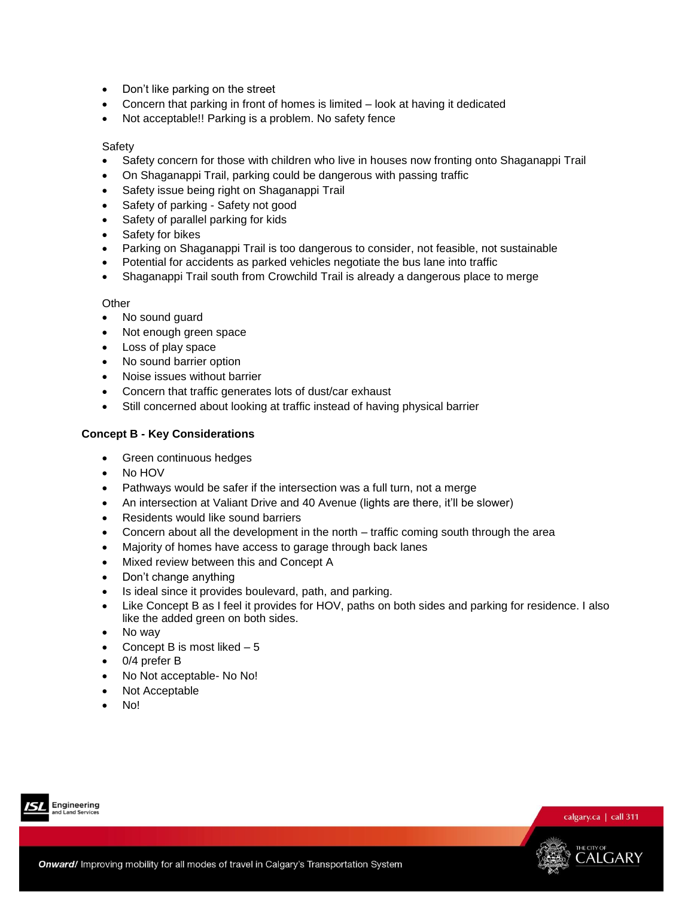- Don't like parking on the street
- Concern that parking in front of homes is limited – look at having it dedicated
- Not acceptable!! Parking is a problem. No safety fence

Safety

- Safety concern for those with children who live in houses now fronting onto Shaganappi Trail
- On Shaganappi Trail, parking could be dangerous with passing traffic
- Safety issue being right on Shaganappi Trail
- Safety of parking - Safety not good
- Safety of parallel parking for kids
- Safety for bikes
- Parking on Shaganappi Trail is too dangerous to consider, not feasible, not sustainable
- Potential for accidents as parked vehicles negotiate the bus lane into traffic
- Shaganappi Trail south from Crowchild Trail is already a dangerous place to merge

Other

- No sound guard
- Not enough green space
- Loss of play space
- No sound barrier option
- Noise issues without barrier
- Concern that traffic generates lots of dust/car exhaust
- Still concerned about looking at traffic instead of having physical barrier

**Concept B - Key Considerations**

- Green continuous hedges
- No HOV
- Pathways would be safer if the intersection was a full turn, not a merge
- An intersection at Valiant Drive and 40 Avenue (lights are there, it'll be slower)
- Residents would like sound barriers
- Concern about all the development in the north – traffic coming south through the area
- Majority of homes have access to garage through back lanes
- Mixed review between this and Concept A
- Don't change anything
- Is ideal since it provides boulevard, path, and parking.
- Like Concept B as I feel it provides for HOV, paths on both sides and parking for residence. I also like the added green on both sides.
- No way
- Concept B is most liked – 5
- 0/4 prefer B
- No Not acceptable- No No!
- Not Acceptable
- No!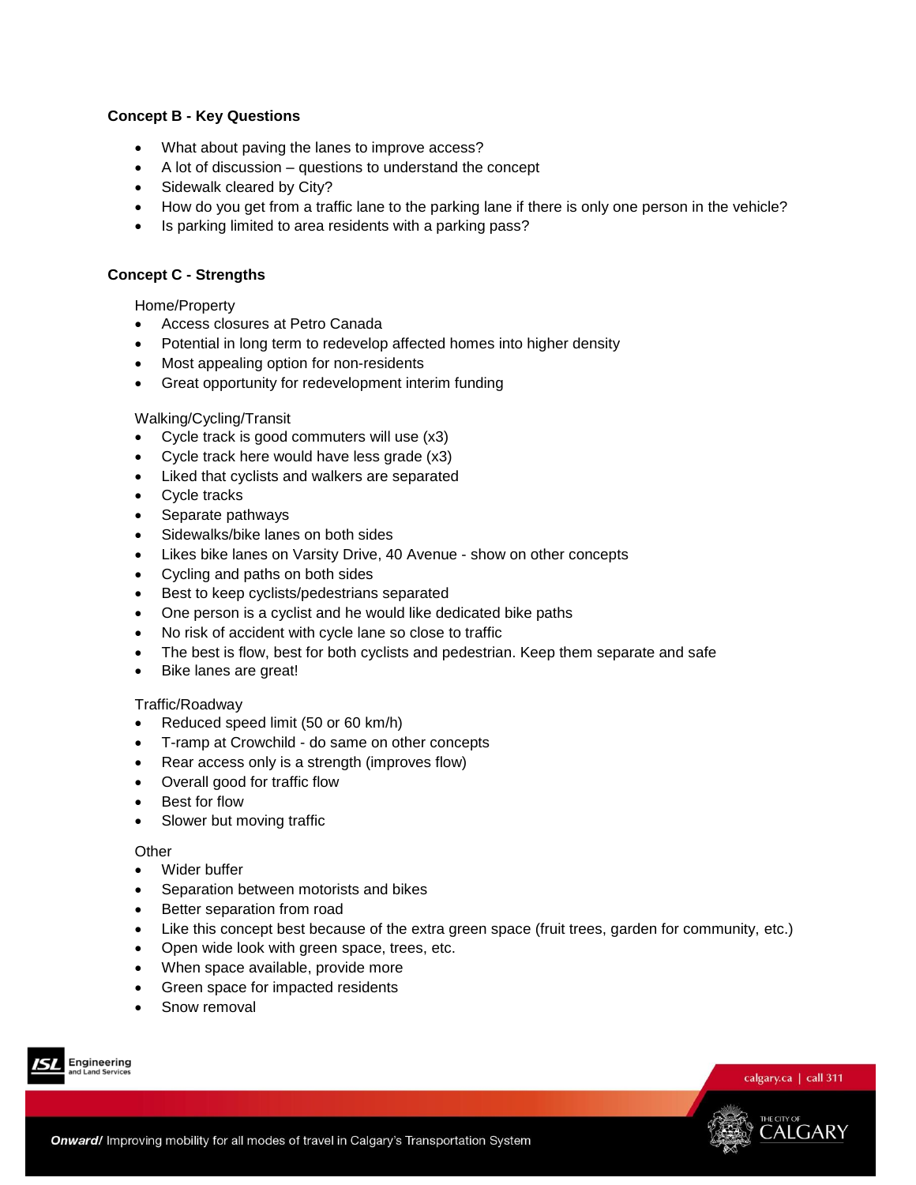**Concept B - Key Questions**

- What about paving the lanes to improve access?
- A lot of discussion – questions to understand the concept
- Sidewalk cleared by City?
- How do you get from a traffic lane to the parking lane if there is only one person in the vehicle?
- Is parking limited to area residents with a parking pass?

**Concept C - Strengths**

Home/Property

- Access closures at Petro Canada
- Potential in long term to redevelop affected homes into higher density
- Most appealing option for non-residents
- Great opportunity for redevelopment interim funding

Walking/Cycling/Transit

- Cycle track is good commuters will use (x3)
- Cycle track here would have less grade (x3)
- Liked that cyclists and walkers are separated
- Cycle tracks
- Separate pathways
- Sidewalks/bike lanes on both sides
- Likes bike lanes on Varsity Drive, 40 Avenue - show on other concepts
- Cycling and paths on both sides
- Best to keep cyclists/pedestrians separated
- One person is a cyclist and he would like dedicated bike paths
- No risk of accident with cycle lane so close to traffic
- The best is flow, best for both cyclists and pedestrian. Keep them separate and safe
- Bike lanes are great!

Traffic/Roadway

- Reduced speed limit (50 or 60 km/h)
- T-ramp at Crowchild - do same on other concepts
- Rear access only is a strength (improves flow)
- Overall good for traffic flow
- Best for flow
- Slower but moving traffic

Other

- Wider buffer
- Separation between motorists and bikes
- Better separation from road
- Like this concept best because of the extra green space (fruit trees, garden for community, etc.)
- Open wide look with green space, trees, etc.
- When space available, provide more
- Green space for impacted residents
- Snow removal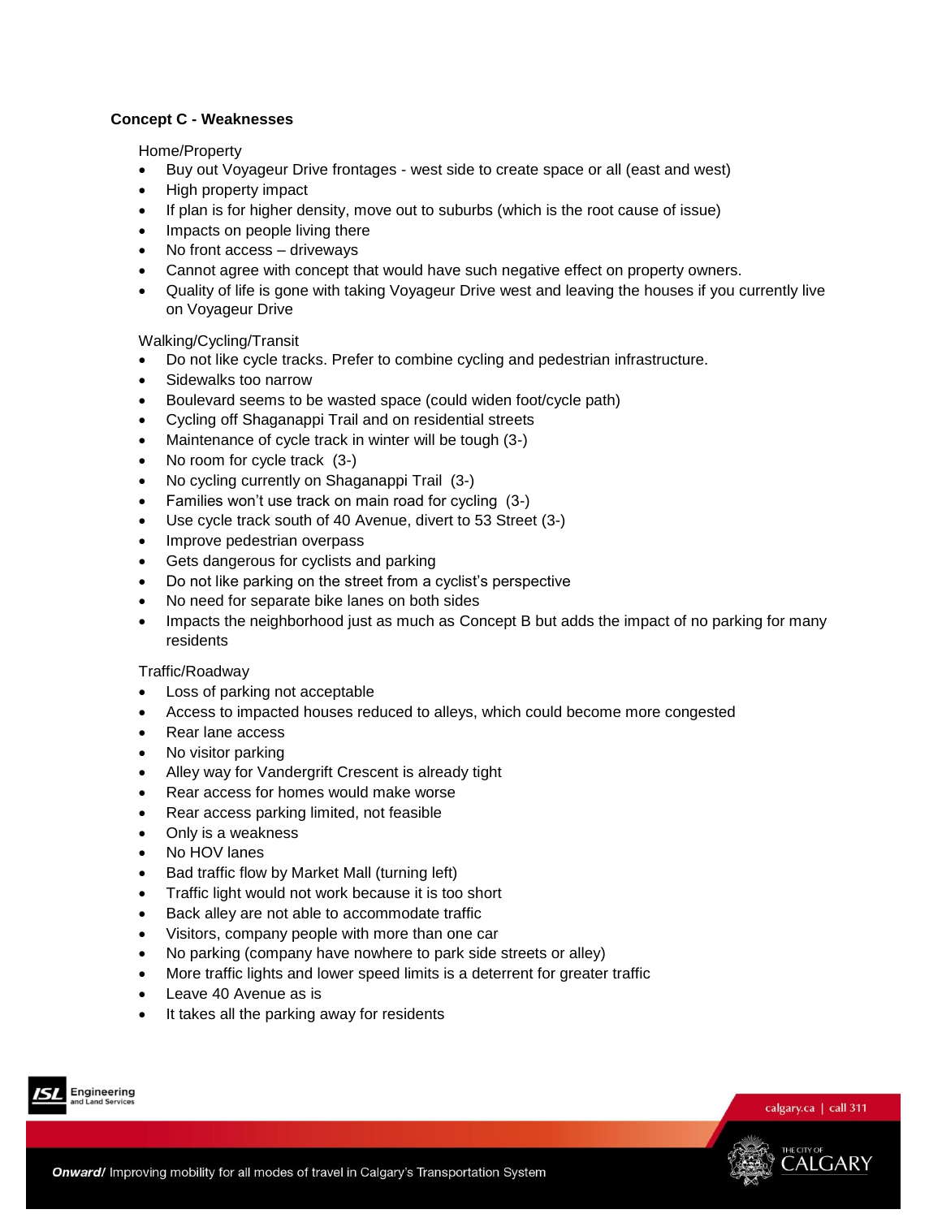### Concept C - Weaknesses

Home/Property

- Buy out Voyageur Drive frontages - west side to create space or all (east and west)
- High property impact
- If plan is for higher density, move out to suburbs (which is the root cause of issue)
- Impacts on people living there
- No front access – driveways
- Cannot agree with concept that would have such negative effect on property owners.
- Quality of life is gone with taking Voyageur Drive west and leaving the houses if you currently live on Voyageur Drive

Walking/Cycling/Transit

- Do not like cycle tracks. Prefer to combine cycling and pedestrian infrastructure.
- Sidewalks too narrow
- Boulevard seems to be wasted space (could widen foot/cycle path)
- Cycling off Shaganappi Trail and on residential streets
- Maintenance of cycle track in winter will be tough (3-)
- No room for cycle track (3-)
- No cycling currently on Shaganappi Trail (3-)
- Families won't use track on main road for cycling (3-)
- Use cycle track south of 40 Avenue, divert to 53 Street (3-)
- Improve pedestrian overpass
- Gets dangerous for cyclists and parking
- Do not like parking on the street from a cyclist's perspective
- No need for separate bike lanes on both sides
- Impacts the neighborhood just as much as Concept B but adds the impact of no parking for many residents

Traffic/Roadway

- Loss of parking not acceptable
- Access to impacted houses reduced to alleys, which could become more congested
- Rear lane access
- No visitor parking
- Alley way for Vandergrift Crescent is already tight
- Rear access for homes would make worse
- Rear access parking limited, not feasible
- Only is a weakness
- No HOV lanes
- Bad traffic flow by Market Mall (turning left)
- Traffic light would not work because it is too short
- Back alley are not able to accommodate traffic
- Visitors, company people with more than one car
- No parking (company have nowhere to park side streets or alley)
- More traffic lights and lower speed limits is a deterrent for greater traffic
- Leave 40 Avenue as is
- It takes all the parking away for residents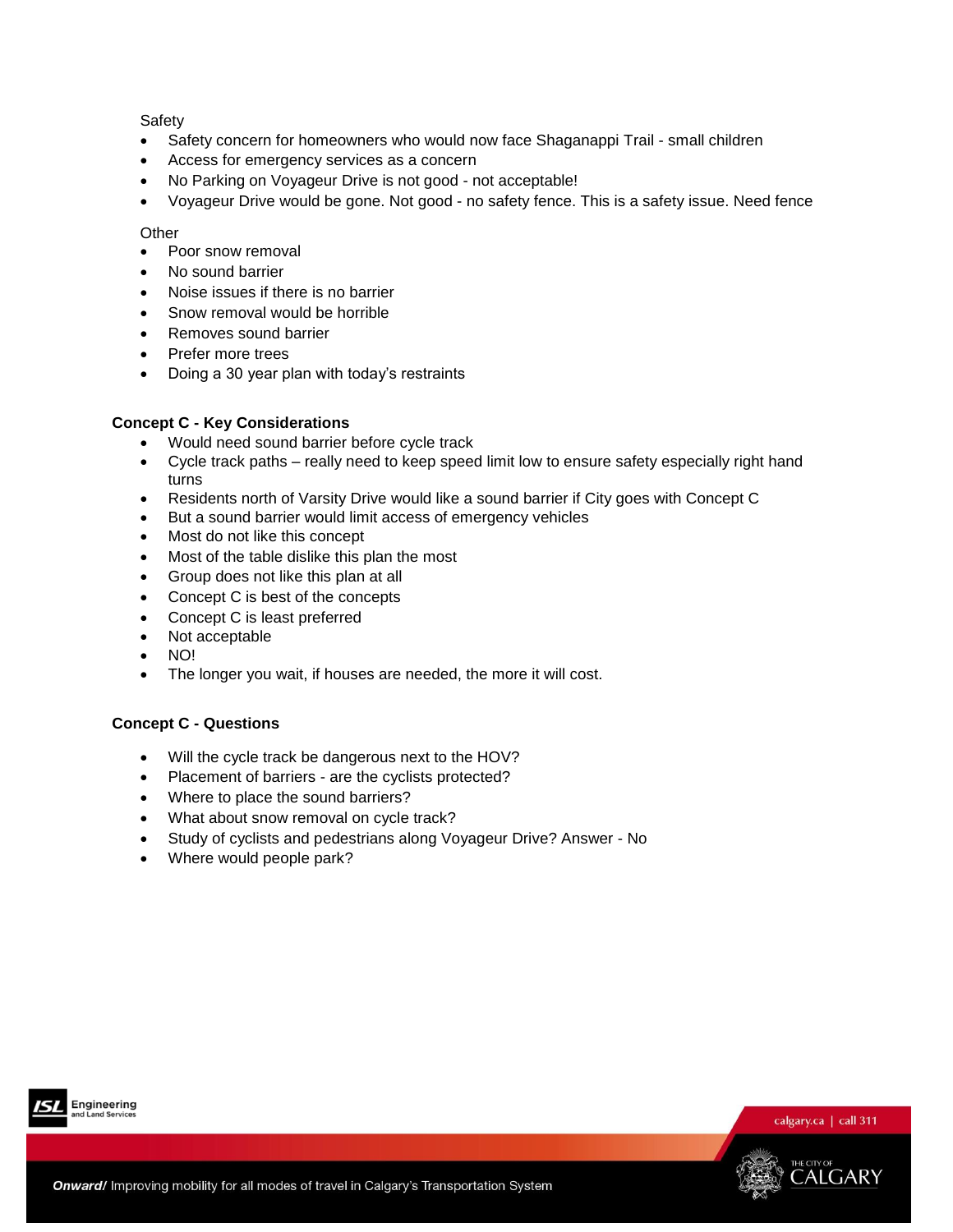Safety

- Safety concern for homeowners who would now face Shaganappi Trail - small children
- Access for emergency services as a concern
- No Parking on Voyageur Drive is not good - not acceptable!
- Voyageur Drive would be gone. Not good - no safety fence. This is a safety issue. Need fence

Other

- Poor snow removal
- No sound barrier
- Noise issues if there is no barrier
- Snow removal would be horrible
- Removes sound barrier
- Prefer more trees
- Doing a 30 year plan with today's restraints

**Concept C - Key Considerations**

- Would need sound barrier before cycle track
- Cycle track paths – really need to keep speed limit low to ensure safety especially right hand turns
- Residents north of Varsity Drive would like a sound barrier if City goes with Concept C
- But a sound barrier would limit access of emergency vehicles
- Most do not like this concept
- Most of the table dislike this plan the most
- Group does not like this plan at all
- Concept C is best of the concepts
- Concept C is least preferred
- Not acceptable
- NO!
- The longer you wait, if houses are needed, the more it will cost.

**Concept C - Questions**

- Will the cycle track be dangerous next to the HOV?
- Placement of barriers - are the cyclists protected?
- Where to place the sound barriers?
- What about snow removal on cycle track?
- Study of cyclists and pedestrians along Voyageur Drive? Answer - No
- Where would people park?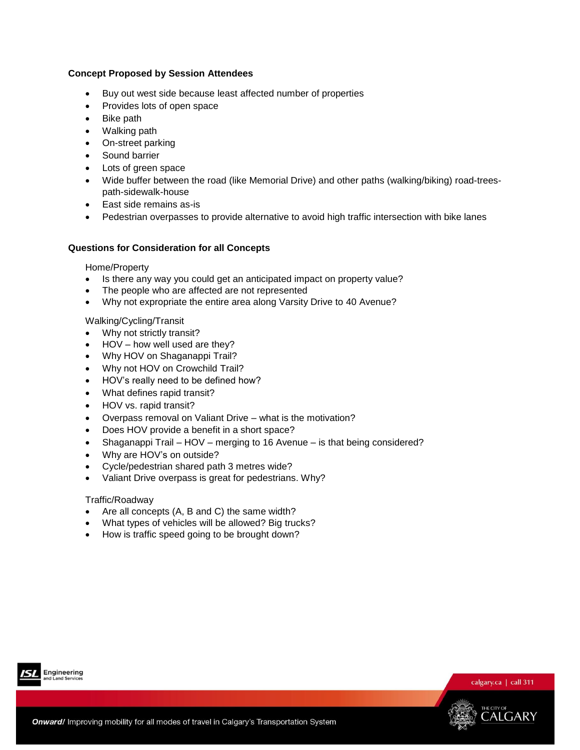**Concept Proposed by Session Attendees**

- Buy out west side because least affected number of properties
- Provides lots of open space
- Bike path
- Walking path
- On-street parking
- Sound barrier
- Lots of green space
- Wide buffer between the road (like Memorial Drive) and other paths (walking/biking) road-trees-path-sidewalk-house
- East side remains as-is
- Pedestrian overpasses to provide alternative to avoid high traffic intersection with bike lanes

**Questions for Consideration for all Concepts**

Home/Property

- Is there any way you could get an anticipated impact on property value?
- The people who are affected are not represented
- Why not expropriate the entire area along Varsity Drive to 40 Avenue?

Walking/Cycling/Transit

- Why not strictly transit?
- HOV – how well used are they?
- Why HOV on Shaganappi Trail?
- Why not HOV on Crowchild Trail?
- HOV's really need to be defined how?
- What defines rapid transit?
- HOV vs. rapid transit?
- Overpass removal on Valiant Drive – what is the motivation?
- Does HOV provide a benefit in a short space?
- Shaganappi Trail – HOV – merging to 16 Avenue – is that being considered?
- Why are HOV's on outside?
- Cycle/pedestrian shared path 3 metres wide?
- Valiant Drive overpass is great for pedestrians. Why?

Traffic/Roadway

- Are all concepts (A, B and C) the same width?
- What types of vehicles will be allowed? Big trucks?
- How is traffic speed going to be brought down?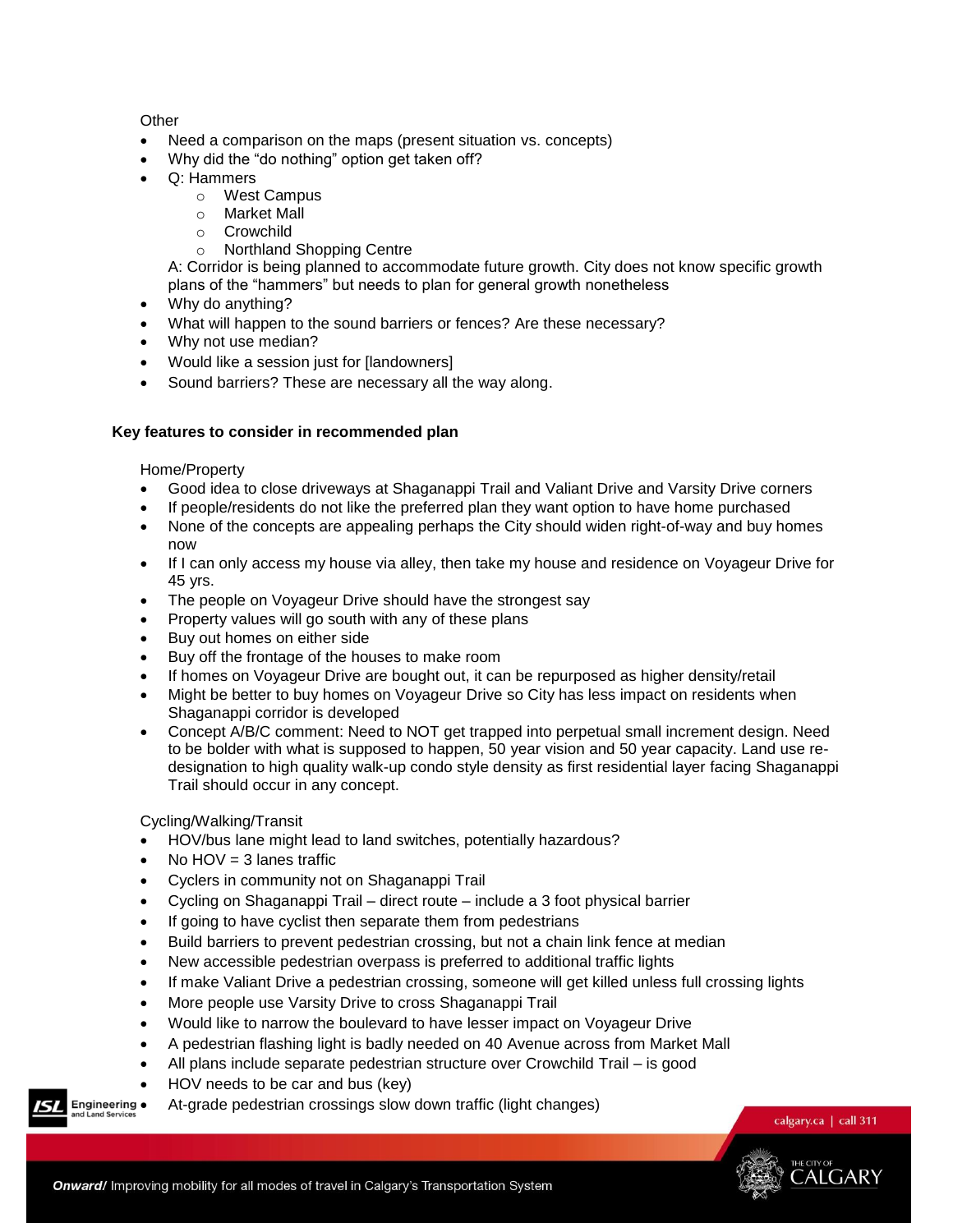Other

- Need a comparison on the maps (present situation vs. concepts)
- Why did the “do nothing” option get taken off?
- Q: Hammers
  - West Campus
  - Market Mall
  - Crowchild
  - Northland Shopping Centre

  A: Corridor is being planned to accommodate future growth. City does not know specific growth plans of the “hammers” but needs to plan for general growth nonetheless
- Why do anything?
- What will happen to the sound barriers or fences? Are these necessary?
- Why not use median?
- Would like a session just for [landowners]
- Sound barriers? These are necessary all the way along.

**Key features to consider in recommended plan**

Home/Property

- Good idea to close driveways at Shaganappi Trail and Valiant Drive and Varsity Drive corners
- If people/residents do not like the preferred plan they want option to have home purchased
- None of the concepts are appealing perhaps the City should widen right-of-way and buy homes now
- If I can only access my house via alley, then take my house and residence on Voyageur Drive for 45 yrs.
- The people on Voyageur Drive should have the strongest say
- Property values will go south with any of these plans
- Buy out homes on either side
- Buy off the frontage of the houses to make room
- If homes on Voyageur Drive are bought out, it can be repurposed as higher density/retail
- Might be better to buy homes on Voyageur Drive so City has less impact on residents when Shaganappi corridor is developed
- Concept A/B/C comment: Need to NOT get trapped into perpetual small increment design. Need to be bolder with what is supposed to happen, 50 year vision and 50 year capacity. Land use re-designation to high quality walk-up condo style density as first residential layer facing Shaganappi Trail should occur in any concept.

Cycling/Walking/Transit

- HOV/bus lane might lead to land switches, potentially hazardous?
- No HOV = 3 lanes traffic
- Cyclers in community not on Shaganappi Trail
- Cycling on Shaganappi Trail – direct route – include a 3 foot physical barrier
- If going to have cyclist then separate them from pedestrians
- Build barriers to prevent pedestrian crossing, but not a chain link fence at median
- New accessible pedestrian overpass is preferred to additional traffic lights
- If make Valiant Drive a pedestrian crossing, someone will get killed unless full crossing lights
- More people use Varsity Drive to cross Shaganappi Trail
- Would like to narrow the boulevard to have lesser impact on Voyageur Drive
- A pedestrian flashing light is badly needed on 40 Avenue across from Market Mall
- All plans include separate pedestrian structure over Crowchild Trail – is good
- HOV needs to be car and bus (key)
- At-grade pedestrian crossings slow down traffic (light changes)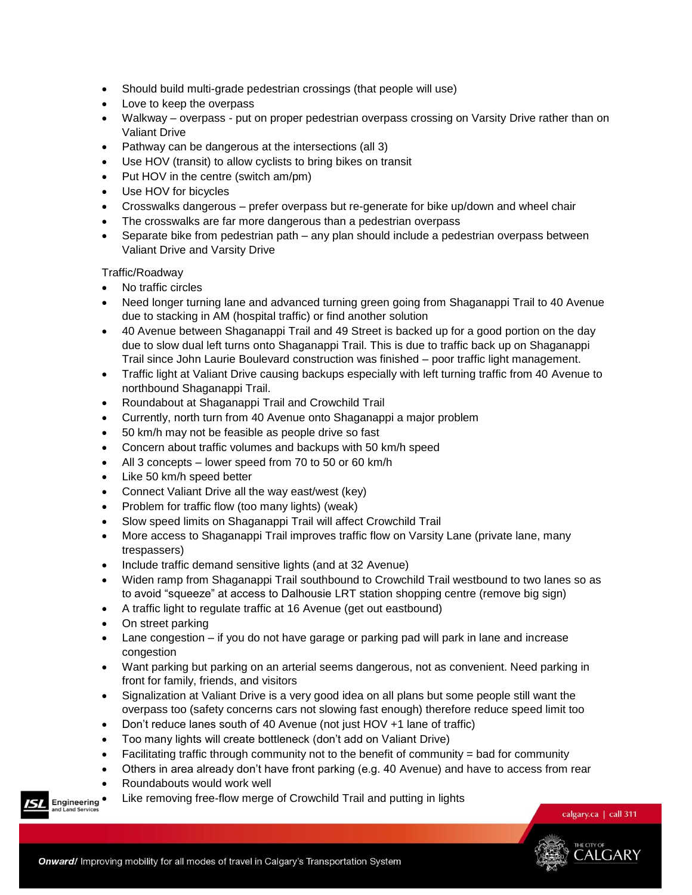- Should build multi-grade pedestrian crossings (that people will use)
- Love to keep the overpass
- Walkway – overpass - put on proper pedestrian overpass crossing on Varsity Drive rather than on Valiant Drive
- Pathway can be dangerous at the intersections (all 3)
- Use HOV (transit) to allow cyclists to bring bikes on transit
- Put HOV in the centre (switch am/pm)
- Use HOV for bicycles
- Crosswalks dangerous – prefer overpass but re-generate for bike up/down and wheel chair
- The crosswalks are far more dangerous than a pedestrian overpass
- Separate bike from pedestrian path – any plan should include a pedestrian overpass between Valiant Drive and Varsity Drive

Traffic/Roadway

- No traffic circles
- Need longer turning lane and advanced turning green going from Shaganappi Trail to 40 Avenue due to stacking in AM (hospital traffic) or find another solution
- 40 Avenue between Shaganappi Trail and 49 Street is backed up for a good portion on the day due to slow dual left turns onto Shaganappi Trail. This is due to traffic back up on Shaganappi Trail since John Laurie Boulevard construction was finished – poor traffic light management.
- Traffic light at Valiant Drive causing backups especially with left turning traffic from 40 Avenue to northbound Shaganappi Trail.
- Roundabout at Shaganappi Trail and Crowchild Trail
- Currently, north turn from 40 Avenue onto Shaganappi a major problem
- 50 km/h may not be feasible as people drive so fast
- Concern about traffic volumes and backups with 50 km/h speed
- All 3 concepts – lower speed from 70 to 50 or 60 km/h
- Like 50 km/h speed better
- Connect Valiant Drive all the way east/west (key)
- Problem for traffic flow (too many lights) (weak)
- Slow speed limits on Shaganappi Trail will affect Crowchild Trail
- More access to Shaganappi Trail improves traffic flow on Varsity Lane (private lane, many trespassers)
- Include traffic demand sensitive lights (and at 32 Avenue)
- Widen ramp from Shaganappi Trail southbound to Crowchild Trail westbound to two lanes so as to avoid "squeeze" at access to Dalhousie LRT station shopping centre (remove big sign)
- A traffic light to regulate traffic at 16 Avenue (get out eastbound)
- On street parking
- Lane congestion – if you do not have garage or parking pad will park in lane and increase congestion
- Want parking but parking on an arterial seems dangerous, not as convenient. Need parking in front for family, friends, and visitors
- Signalization at Valiant Drive is a very good idea on all plans but some people still want the overpass too (safety concerns cars not slowing fast enough) therefore reduce speed limit too
- Don't reduce lanes south of 40 Avenue (not just HOV +1 lane of traffic)
- Too many lights will create bottleneck (don't add on Valiant Drive)
- Facilitating traffic through community not to the benefit of community = bad for community
- Others in area already don't have front parking (e.g. 40 Avenue) and have to access from rear
- Roundabouts would work well
- Like removing free-flow merge of Crowchild Trail and putting in lights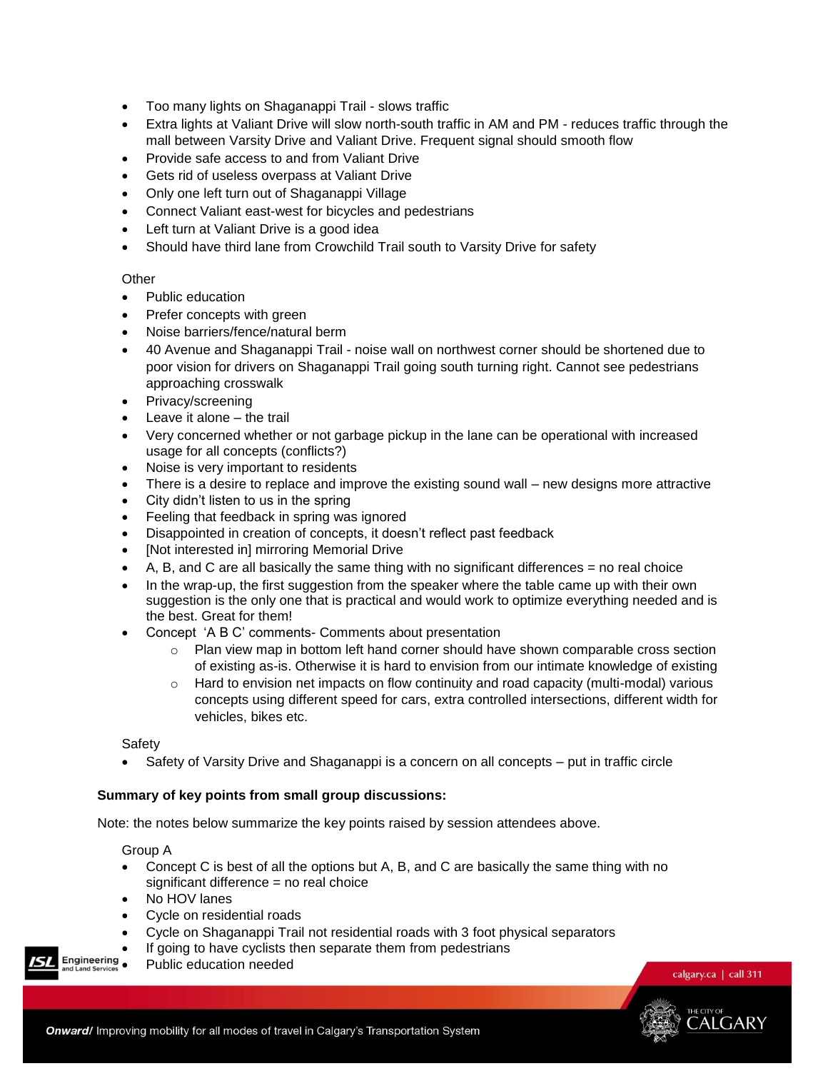- Too many lights on Shaganappi Trail - slows traffic
- Extra lights at Valiant Drive will slow north-south traffic in AM and PM - reduces traffic through the mall between Varsity Drive and Valiant Drive. Frequent signal should smooth flow
- Provide safe access to and from Valiant Drive
- Gets rid of useless overpass at Valiant Drive
- Only one left turn out of Shaganappi Village
- Connect Valiant east-west for bicycles and pedestrians
- Left turn at Valiant Drive is a good idea
- Should have third lane from Crowchild Trail south to Varsity Drive for safety

Other

- Public education
- Prefer concepts with green
- Noise barriers/fence/natural berm
- 40 Avenue and Shaganappi Trail - noise wall on northwest corner should be shortened due to poor vision for drivers on Shaganappi Trail going south turning right. Cannot see pedestrians approaching crosswalk
- Privacy/screening
- Leave it alone – the trail
- Very concerned whether or not garbage pickup in the lane can be operational with increased usage for all concepts (conflicts?)
- Noise is very important to residents
- There is a desire to replace and improve the existing sound wall – new designs more attractive
- City didn't listen to us in the spring
- Feeling that feedback in spring was ignored
- Disappointed in creation of concepts, it doesn't reflect past feedback
- [Not interested in] mirroring Memorial Drive
- A, B, and C are all basically the same thing with no significant differences = no real choice
- In the wrap-up, the first suggestion from the speaker where the table came up with their own suggestion is the only one that is practical and would work to optimize everything needed and is the best. Great for them!
- Concept 'A B C' comments- Comments about presentation
    - Plan view map in bottom left hand corner should have shown comparable cross section of existing as-is. Otherwise it is hard to envision from our intimate knowledge of existing
    - Hard to envision net impacts on flow continuity and road capacity (multi-modal) various concepts using different speed for cars, extra controlled intersections, different width for vehicles, bikes etc.

Safety

- Safety of Varsity Drive and Shaganappi is a concern on all concepts – put in traffic circle

**Summary of key points from small group discussions:**

Note: the notes below summarize the key points raised by session attendees above.

Group A

- Concept C is best of all the options but A, B, and C are basically the same thing with no significant difference = no real choice
- No HOV lanes
- Cycle on residential roads
- Cycle on Shaganappi Trail not residential roads with 3 foot physical separators
- If going to have cyclists then separate them from pedestrians
- Public education needed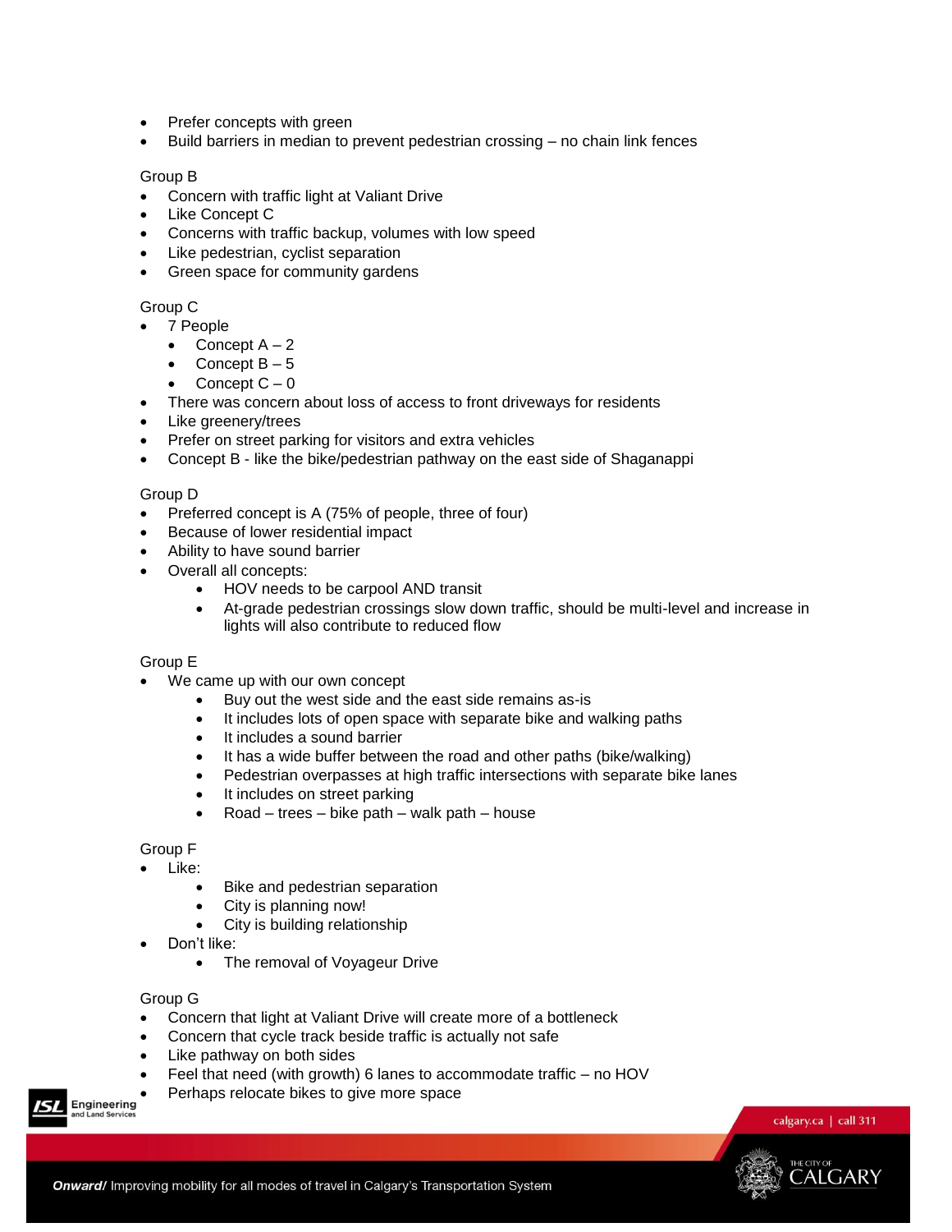- Prefer concepts with green
- Build barriers in median to prevent pedestrian crossing – no chain link fences

Group B

- Concern with traffic light at Valiant Drive
- Like Concept C
- Concerns with traffic backup, volumes with low speed
- Like pedestrian, cyclist separation
- Green space for community gardens

Group C

- 7 People
  - Concept A – 2
  - Concept B – 5
  - Concept C – 0
- There was concern about loss of access to front driveways for residents
- Like greenery/trees
- Prefer on street parking for visitors and extra vehicles
- Concept B - like the bike/pedestrian pathway on the east side of Shaganappi

Group D

- Preferred concept is A (75% of people, three of four)
- Because of lower residential impact
- Ability to have sound barrier
- Overall all concepts:
  - HOV needs to be carpool AND transit
  - At-grade pedestrian crossings slow down traffic, should be multi-level and increase in lights will also contribute to reduced flow

Group E

- We came up with our own concept
  - Buy out the west side and the east side remains as-is
  - It includes lots of open space with separate bike and walking paths
  - It includes a sound barrier
  - It has a wide buffer between the road and other paths (bike/walking)
  - Pedestrian overpasses at high traffic intersections with separate bike lanes
  - It includes on street parking
  - Road – trees – bike path – walk path – house

Group F

- Like:
  - Bike and pedestrian separation
  - City is planning now!
  - City is building relationship
- Don't like:
  - The removal of Voyageur Drive

Group G

- Concern that light at Valiant Drive will create more of a bottleneck
- Concern that cycle track beside traffic is actually not safe
- Like pathway on both sides
- Feel that need (with growth) 6 lanes to accommodate traffic – no HOV
- Perhaps relocate bikes to give more space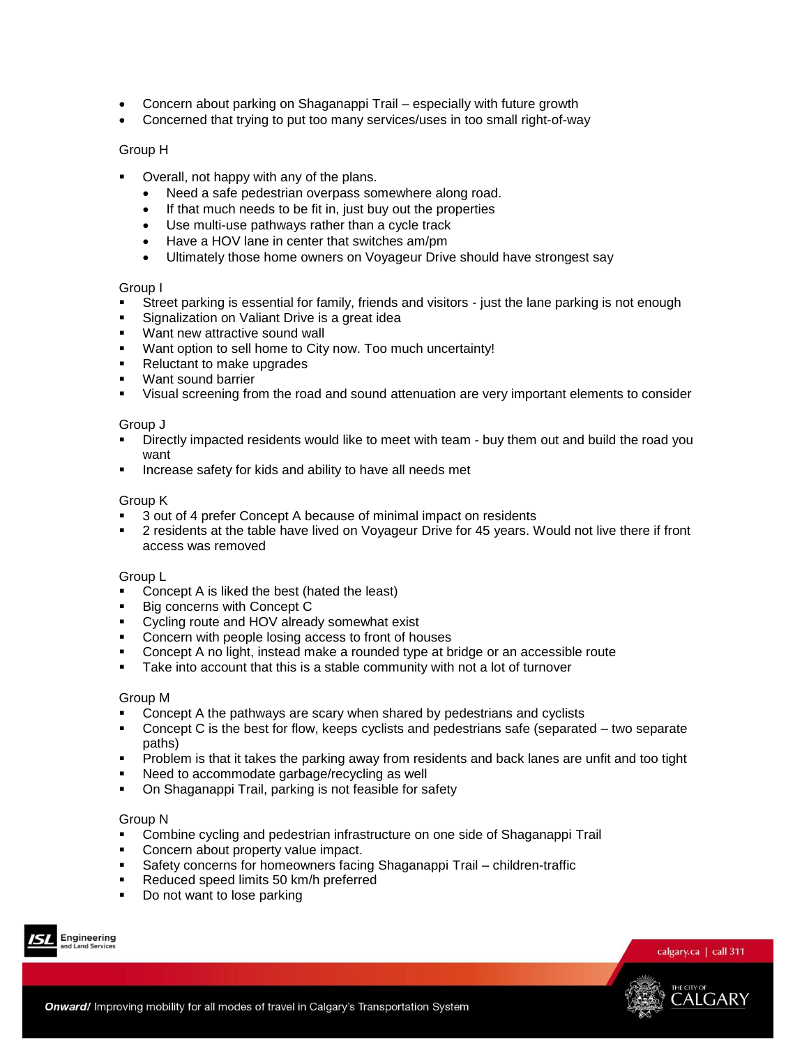- Concern about parking on Shaganappi Trail – especially with future growth
- Concerned that trying to put too many services/uses in too small right-of-way

Group H

- Overall, not happy with any of the plans.
  - Need a safe pedestrian overpass somewhere along road.
  - If that much needs to be fit in, just buy out the properties
  - Use multi-use pathways rather than a cycle track
  - Have a HOV lane in center that switches am/pm
  - Ultimately those home owners on Voyageur Drive should have strongest say

Group I

- Street parking is essential for family, friends and visitors - just the lane parking is not enough
- Signalization on Valiant Drive is a great idea
- Want new attractive sound wall
- Want option to sell home to City now. Too much uncertainty!
- Reluctant to make upgrades
- Want sound barrier
- Visual screening from the road and sound attenuation are very important elements to consider

Group J

- Directly impacted residents would like to meet with team - buy them out and build the road you want
- Increase safety for kids and ability to have all needs met

Group K

- 3 out of 4 prefer Concept A because of minimal impact on residents
- 2 residents at the table have lived on Voyageur Drive for 45 years. Would not live there if front access was removed

Group L

- Concept A is liked the best (hated the least)
- Big concerns with Concept C
- Cycling route and HOV already somewhat exist
- Concern with people losing access to front of houses
- Concept A no light, instead make a rounded type at bridge or an accessible route
- Take into account that this is a stable community with not a lot of turnover

Group M

- Concept A the pathways are scary when shared by pedestrians and cyclists
- Concept C is the best for flow, keeps cyclists and pedestrians safe (separated – two separate paths)
- Problem is that it takes the parking away from residents and back lanes are unfit and too tight
- Need to accommodate garbage/recycling as well
- On Shaganappi Trail, parking is not feasible for safety

Group N

- Combine cycling and pedestrian infrastructure on one side of Shaganappi Trail
- Concern about property value impact.
- Safety concerns for homeowners facing Shaganappi Trail – children-traffic
- Reduced speed limits 50 km/h preferred
- Do not want to lose parking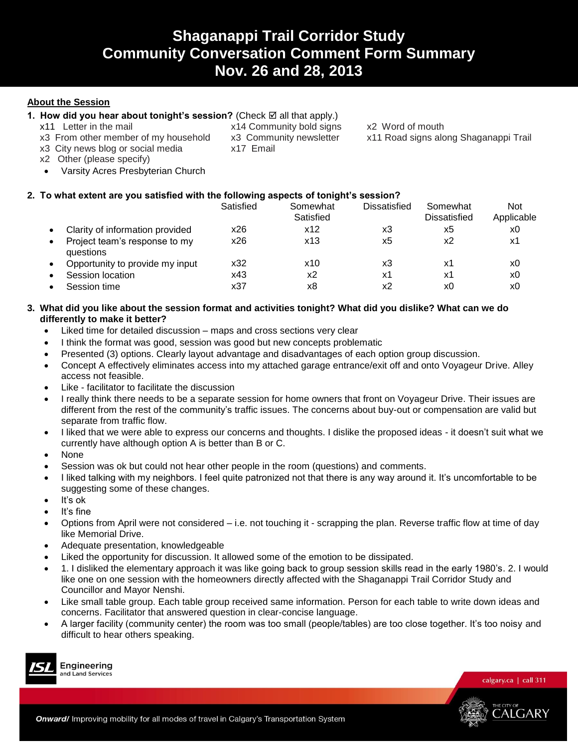# Shaganappi Trail Corridor Study
# Community Conversation Comment Form Summary
# Nov. 26 and 28, 2013

## About the Session

**1. How did you hear about tonight's session?** (Check ☑ all that apply.)

- x11 Letter in the mail
- x14 Community bold signs
- x2 Word of mouth
- x3 From other member of my household
- x3 Community newsletter
- x11 Road signs along Shaganappi Trail
- x3 City news blog or social media
- x17 Email
- x2 Other (please specify)
  - Varsity Acres Presbyterian Church

**2. To what extent are you satisfied with the following aspects of tonight's session?**

| | Satisfied | Somewhat Satisfied | Dissatisfied | Somewhat Dissatisfied | Not Applicable |
|---|---|---|---|---|---|
| Clarity of information provided | x26 | x12 | x3 | x5 | x0 |
| Project team's response to my questions | x26 | x13 | x5 | x2 | x1 |
| Opportunity to provide my input | x32 | x10 | x3 | x1 | x0 |
| Session location | x43 | x2 | x1 | x1 | x0 |
| Session time | x37 | x8 | x2 | x0 | x0 |

**3. What did you like about the session format and activities tonight? What did you dislike? What can we do differently to make it better?**

- Liked time for detailed discussion – maps and cross sections very clear
- I think the format was good, session was good but new concepts problematic
- Presented (3) options. Clearly layout advantage and disadvantages of each option group discussion.
- Concept A effectively eliminates access into my attached garage entrance/exit off and onto Voyageur Drive. Alley access not feasible.
- Like - facilitator to facilitate the discussion
- I really think there needs to be a separate session for home owners that front on Voyageur Drive. Their issues are different from the rest of the community's traffic issues. The concerns about buy-out or compensation are valid but separate from traffic flow.
- I liked that we were able to express our concerns and thoughts. I dislike the proposed ideas - it doesn't suit what we currently have although option A is better than B or C.
- None
- Session was ok but could not hear other people in the room (questions) and comments.
- I liked talking with my neighbors. I feel quite patronized not that there is any way around it. It's uncomfortable to be suggesting some of these changes.
- It's ok
- It's fine
- Options from April were not considered – i.e. not touching it - scrapping the plan. Reverse traffic flow at time of day like Memorial Drive.
- Adequate presentation, knowledgeable
- Liked the opportunity for discussion. It allowed some of the emotion to be dissipated.
- 1. I disliked the elementary approach it was like going back to group session skills read in the early 1980's. 2. I would like one on one session with the homeowners directly affected with the Shaganappi Trail Corridor Study and Councillor and Mayor Nenshi.
- Like small table group. Each table group received same information. Person for each table to write down ideas and concerns. Facilitator that answered question in clear-concise language.
- A larger facility (community center) the room was too small (people/tables) are too close together. It's too noisy and difficult to hear others speaking.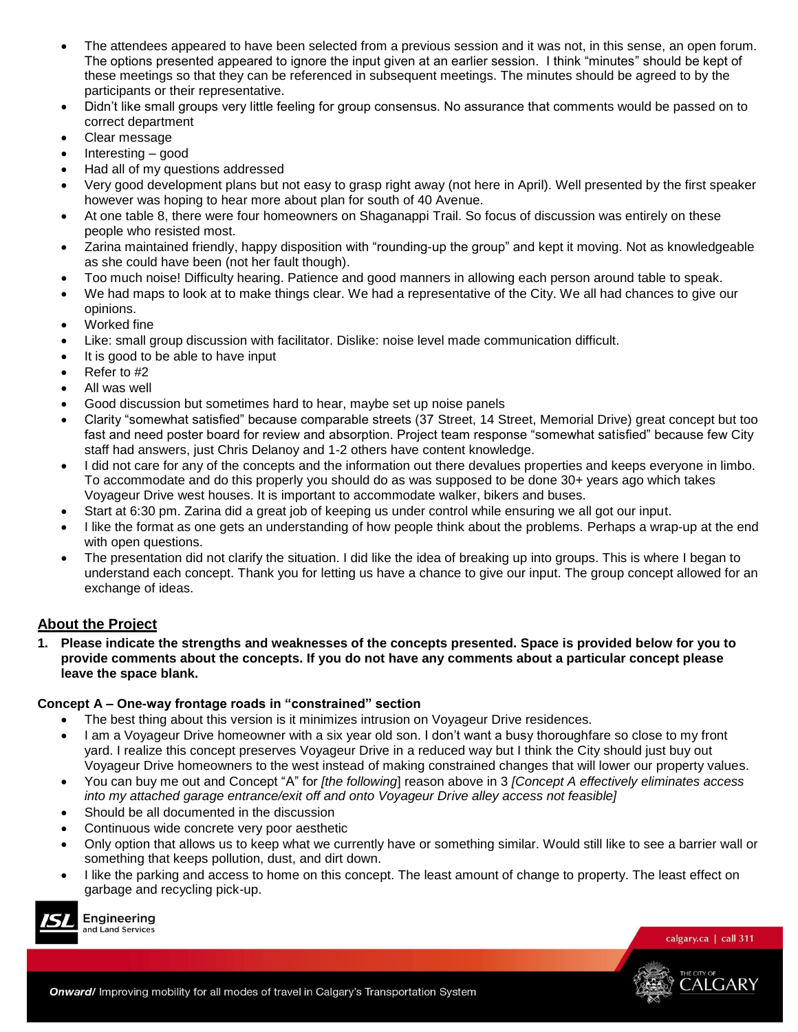- The attendees appeared to have been selected from a previous session and it was not, in this sense, an open forum. The options presented appeared to ignore the input given at an earlier session. I think "minutes" should be kept of these meetings so that they can be referenced in subsequent meetings. The minutes should be agreed to by the participants or their representative.
- Didn't like small groups very little feeling for group consensus. No assurance that comments would be passed on to correct department
- Clear message
- Interesting – good
- Had all of my questions addressed
- Very good development plans but not easy to grasp right away (not here in April). Well presented by the first speaker however was hoping to hear more about plan for south of 40 Avenue.
- At one table 8, there were four homeowners on Shaganappi Trail. So focus of discussion was entirely on these people who resisted most.
- Zarina maintained friendly, happy disposition with "rounding-up the group" and kept it moving. Not as knowledgeable as she could have been (not her fault though).
- Too much noise! Difficulty hearing. Patience and good manners in allowing each person around table to speak.
- We had maps to look at to make things clear. We had a representative of the City. We all had chances to give our opinions.
- Worked fine
- Like: small group discussion with facilitator. Dislike: noise level made communication difficult.
- It is good to be able to have input
- Refer to #2
- All was well
- Good discussion but sometimes hard to hear, maybe set up noise panels
- Clarity "somewhat satisfied" because comparable streets (37 Street, 14 Street, Memorial Drive) great concept but too fast and need poster board for review and absorption. Project team response "somewhat satisfied" because few City staff had answers, just Chris Delanoy and 1-2 others have content knowledge.
- I did not care for any of the concepts and the information out there devalues properties and keeps everyone in limbo. To accommodate and do this properly you should do as was supposed to be done 30+ years ago which takes Voyageur Drive west houses. It is important to accommodate walker, bikers and buses.
- Start at 6:30 pm. Zarina did a great job of keeping us under control while ensuring we all got our input.
- I like the format as one gets an understanding of how people think about the problems. Perhaps a wrap-up at the end with open questions.
- The presentation did not clarify the situation. I did like the idea of breaking up into groups. This is where I began to understand each concept. Thank you for letting us have a chance to give our input. The group concept allowed for an exchange of ideas.

## About the Project

**1. Please indicate the strengths and weaknesses of the concepts presented. Space is provided below for you to provide comments about the concepts. If you do not have any comments about a particular concept please leave the space blank.**

**Concept A – One-way frontage roads in "constrained" section**

- The best thing about this version is it minimizes intrusion on Voyageur Drive residences.
- I am a Voyageur Drive homeowner with a six year old son. I don't want a busy thoroughfare so close to my front yard. I realize this concept preserves Voyageur Drive in a reduced way but I think the City should just buy out Voyageur Drive homeowners to the west instead of making constrained changes that will lower our property values.
- You can buy me out and Concept "A" for *[the following*] reason above in 3 *[Concept A effectively eliminates access into my attached garage entrance/exit off and onto Voyageur Drive alley access not feasible]*
- Should be all documented in the discussion
- Continuous wide concrete very poor aesthetic
- Only option that allows us to keep what we currently have or something similar. Would still like to see a barrier wall or something that keeps pollution, dust, and dirt down.
- I like the parking and access to home on this concept. The least amount of change to property. The least effect on garbage and recycling pick-up.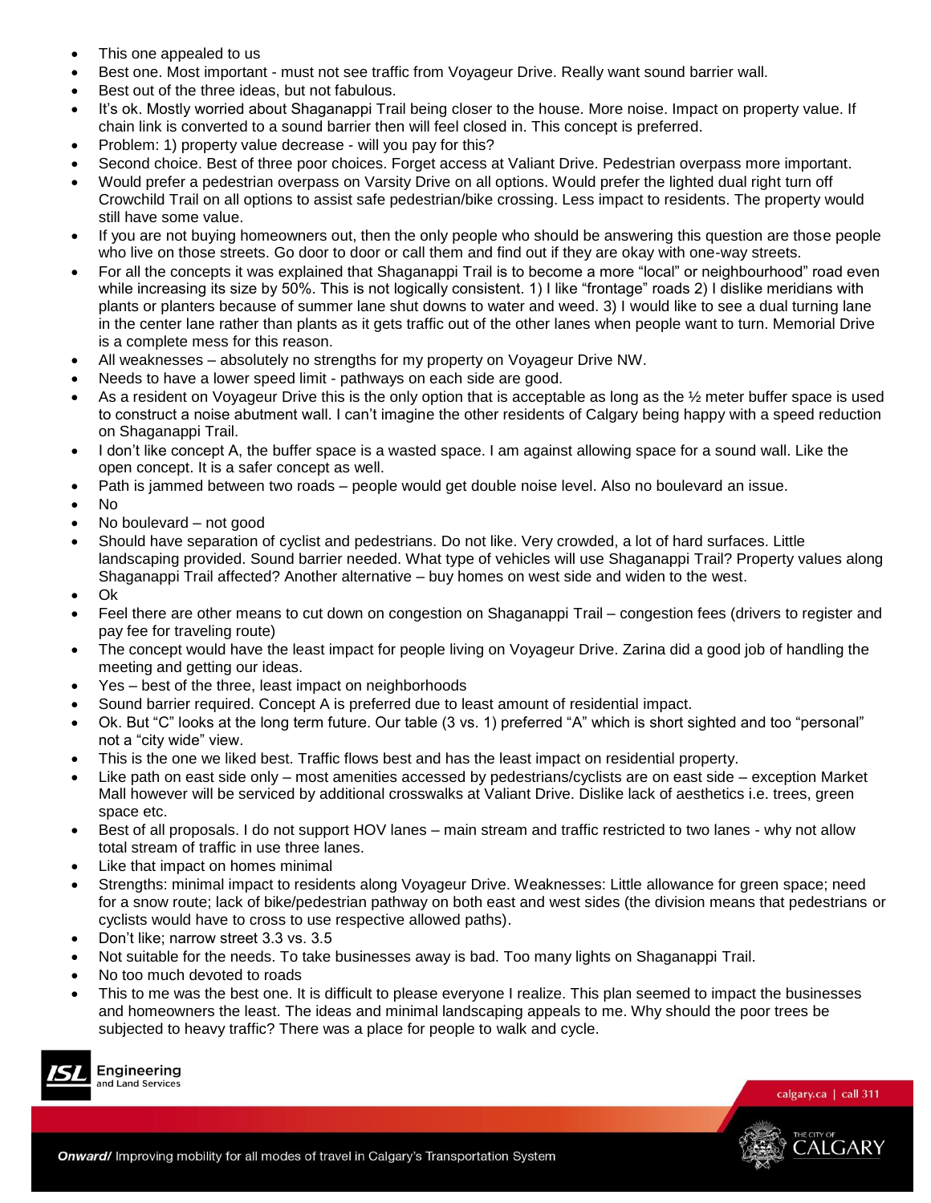- This one appealed to us
- Best one. Most important - must not see traffic from Voyageur Drive. Really want sound barrier wall.
- Best out of the three ideas, but not fabulous.
- It's ok. Mostly worried about Shaganappi Trail being closer to the house. More noise. Impact on property value. If chain link is converted to a sound barrier then will feel closed in. This concept is preferred.
- Problem: 1) property value decrease - will you pay for this?
- Second choice. Best of three poor choices. Forget access at Valiant Drive. Pedestrian overpass more important.
- Would prefer a pedestrian overpass on Varsity Drive on all options. Would prefer the lighted dual right turn off Crowchild Trail on all options to assist safe pedestrian/bike crossing. Less impact to residents. The property would still have some value.
- If you are not buying homeowners out, then the only people who should be answering this question are those people who live on those streets. Go door to door or call them and find out if they are okay with one-way streets.
- For all the concepts it was explained that Shaganappi Trail is to become a more "local" or neighbourhood" road even while increasing its size by 50%. This is not logically consistent. 1) I like "frontage" roads 2) I dislike meridians with plants or planters because of summer lane shut downs to water and weed. 3) I would like to see a dual turning lane in the center lane rather than plants as it gets traffic out of the other lanes when people want to turn. Memorial Drive is a complete mess for this reason.
- All weaknesses – absolutely no strengths for my property on Voyageur Drive NW.
- Needs to have a lower speed limit - pathways on each side are good.
- As a resident on Voyageur Drive this is the only option that is acceptable as long as the ½ meter buffer space is used to construct a noise abutment wall. I can't imagine the other residents of Calgary being happy with a speed reduction on Shaganappi Trail.
- I don't like concept A, the buffer space is a wasted space. I am against allowing space for a sound wall. Like the open concept. It is a safer concept as well.
- Path is jammed between two roads – people would get double noise level. Also no boulevard an issue.
- No
- No boulevard – not good
- Should have separation of cyclist and pedestrians. Do not like. Very crowded, a lot of hard surfaces. Little landscaping provided. Sound barrier needed. What type of vehicles will use Shaganappi Trail? Property values along Shaganappi Trail affected? Another alternative – buy homes on west side and widen to the west.
- Ok
- Feel there are other means to cut down on congestion on Shaganappi Trail – congestion fees (drivers to register and pay fee for traveling route)
- The concept would have the least impact for people living on Voyageur Drive. Zarina did a good job of handling the meeting and getting our ideas.
- Yes – best of the three, least impact on neighborhoods
- Sound barrier required. Concept A is preferred due to least amount of residential impact.
- Ok. But "C" looks at the long term future. Our table (3 vs. 1) preferred "A" which is short sighted and too "personal" not a "city wide" view.
- This is the one we liked best. Traffic flows best and has the least impact on residential property.
- Like path on east side only – most amenities accessed by pedestrians/cyclists are on east side – exception Market Mall however will be serviced by additional crosswalks at Valiant Drive. Dislike lack of aesthetics i.e. trees, green space etc.
- Best of all proposals. I do not support HOV lanes – main stream and traffic restricted to two lanes - why not allow total stream of traffic in use three lanes.
- Like that impact on homes minimal
- Strengths: minimal impact to residents along Voyageur Drive. Weaknesses: Little allowance for green space; need for a snow route; lack of bike/pedestrian pathway on both east and west sides (the division means that pedestrians or cyclists would have to cross to use respective allowed paths).
- Don't like; narrow street 3.3 vs. 3.5
- Not suitable for the needs. To take businesses away is bad. Too many lights on Shaganappi Trail.
- No too much devoted to roads
- This to me was the best one. It is difficult to please everyone I realize. This plan seemed to impact the businesses and homeowners the least. The ideas and minimal landscaping appeals to me. Why should the poor trees be subjected to heavy traffic? There was a place for people to walk and cycle.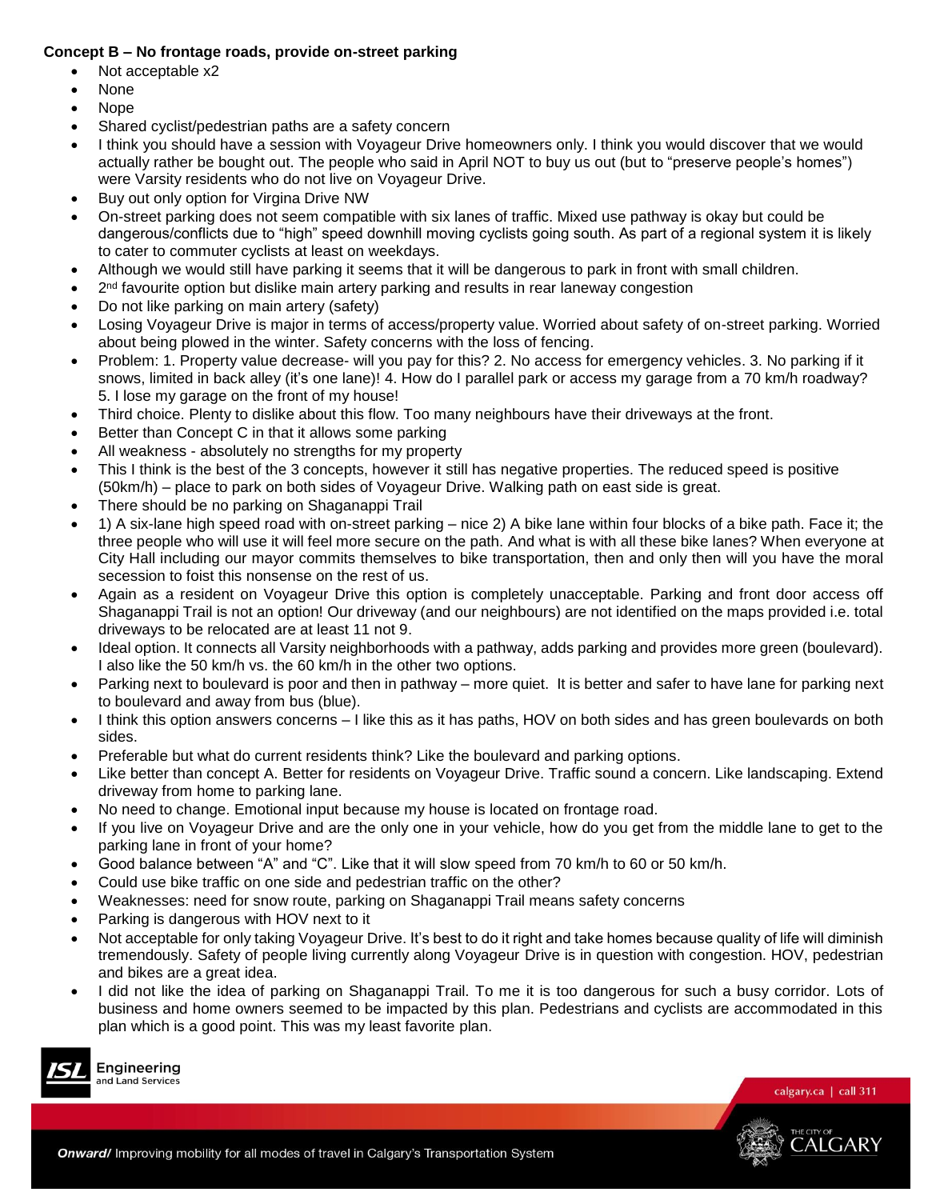**Concept B – No frontage roads, provide on-street parking**

- Not acceptable x2
- None
- Nope
- Shared cyclist/pedestrian paths are a safety concern
- I think you should have a session with Voyageur Drive homeowners only. I think you would discover that we would actually rather be bought out. The people who said in April NOT to buy us out (but to "preserve people's homes") were Varsity residents who do not live on Voyageur Drive.
- Buy out only option for Virgina Drive NW
- On-street parking does not seem compatible with six lanes of traffic. Mixed use pathway is okay but could be dangerous/conflicts due to "high" speed downhill moving cyclists going south. As part of a regional system it is likely to cater to commuter cyclists at least on weekdays.
- Although we would still have parking it seems that it will be dangerous to park in front with small children.
- 2nd favourite option but dislike main artery parking and results in rear laneway congestion
- Do not like parking on main artery (safety)
- Losing Voyageur Drive is major in terms of access/property value. Worried about safety of on-street parking. Worried about being plowed in the winter. Safety concerns with the loss of fencing.
- Problem: 1. Property value decrease- will you pay for this? 2. No access for emergency vehicles. 3. No parking if it snows, limited in back alley (it's one lane)! 4. How do I parallel park or access my garage from a 70 km/h roadway? 5. I lose my garage on the front of my house!
- Third choice. Plenty to dislike about this flow. Too many neighbours have their driveways at the front.
- Better than Concept C in that it allows some parking
- All weakness - absolutely no strengths for my property
- This I think is the best of the 3 concepts, however it still has negative properties. The reduced speed is positive (50km/h) – place to park on both sides of Voyageur Drive. Walking path on east side is great.
- There should be no parking on Shaganappi Trail
- 1) A six-lane high speed road with on-street parking – nice 2) A bike lane within four blocks of a bike path. Face it; the three people who will use it will feel more secure on the path. And what is with all these bike lanes? When everyone at City Hall including our mayor commits themselves to bike transportation, then and only then will you have the moral secession to foist this nonsense on the rest of us.
- Again as a resident on Voyageur Drive this option is completely unacceptable. Parking and front door access off Shaganappi Trail is not an option! Our driveway (and our neighbours) are not identified on the maps provided i.e. total driveways to be relocated are at least 11 not 9.
- Ideal option. It connects all Varsity neighborhoods with a pathway, adds parking and provides more green (boulevard). I also like the 50 km/h vs. the 60 km/h in the other two options.
- Parking next to boulevard is poor and then in pathway – more quiet. It is better and safer to have lane for parking next to boulevard and away from bus (blue).
- I think this option answers concerns – I like this as it has paths, HOV on both sides and has green boulevards on both sides.
- Preferable but what do current residents think? Like the boulevard and parking options.
- Like better than concept A. Better for residents on Voyageur Drive. Traffic sound a concern. Like landscaping. Extend driveway from home to parking lane.
- No need to change. Emotional input because my house is located on frontage road.
- If you live on Voyageur Drive and are the only one in your vehicle, how do you get from the middle lane to get to the parking lane in front of your home?
- Good balance between "A" and "C". Like that it will slow speed from 70 km/h to 60 or 50 km/h.
- Could use bike traffic on one side and pedestrian traffic on the other?
- Weaknesses: need for snow route, parking on Shaganappi Trail means safety concerns
- Parking is dangerous with HOV next to it
- Not acceptable for only taking Voyageur Drive. It's best to do it right and take homes because quality of life will diminish tremendously. Safety of people living currently along Voyageur Drive is in question with congestion. HOV, pedestrian and bikes are a great idea.
- I did not like the idea of parking on Shaganappi Trail. To me it is too dangerous for such a busy corridor. Lots of business and home owners seemed to be impacted by this plan. Pedestrians and cyclists are accommodated in this plan which is a good point. This was my least favorite plan.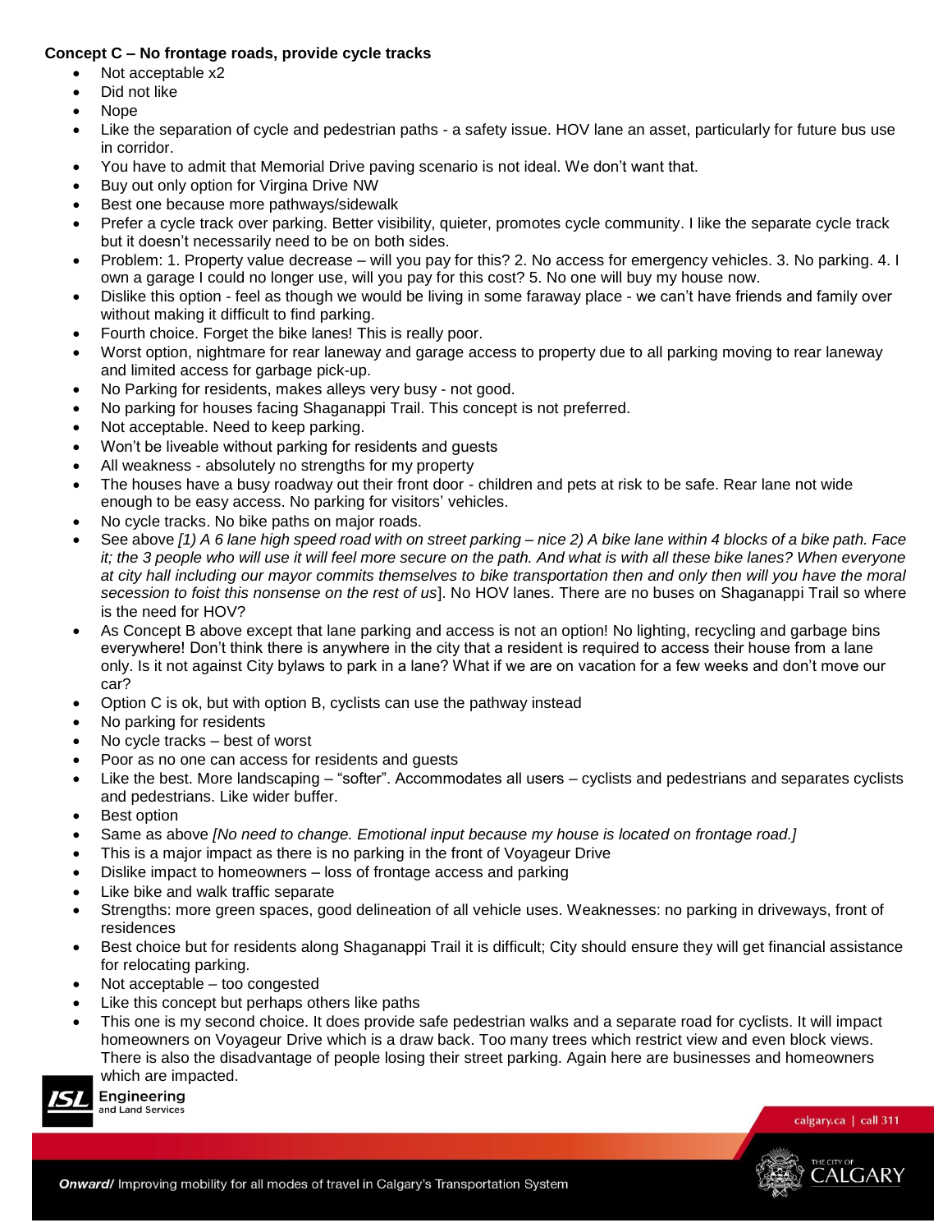**Concept C – No frontage roads, provide cycle tracks**

- Not acceptable x2
- Did not like
- Nope
- Like the separation of cycle and pedestrian paths - a safety issue. HOV lane an asset, particularly for future bus use in corridor.
- You have to admit that Memorial Drive paving scenario is not ideal. We don't want that.
- Buy out only option for Virgina Drive NW
- Best one because more pathways/sidewalk
- Prefer a cycle track over parking. Better visibility, quieter, promotes cycle community. I like the separate cycle track but it doesn't necessarily need to be on both sides.
- Problem: 1. Property value decrease – will you pay for this? 2. No access for emergency vehicles. 3. No parking. 4. I own a garage I could no longer use, will you pay for this cost? 5. No one will buy my house now.
- Dislike this option - feel as though we would be living in some faraway place - we can't have friends and family over without making it difficult to find parking.
- Fourth choice. Forget the bike lanes! This is really poor.
- Worst option, nightmare for rear laneway and garage access to property due to all parking moving to rear laneway and limited access for garbage pick-up.
- No Parking for residents, makes alleys very busy - not good.
- No parking for houses facing Shaganappi Trail. This concept is not preferred.
- Not acceptable. Need to keep parking.
- Won't be liveable without parking for residents and guests
- All weakness - absolutely no strengths for my property
- The houses have a busy roadway out their front door - children and pets at risk to be safe. Rear lane not wide enough to be easy access. No parking for visitors' vehicles.
- No cycle tracks. No bike paths on major roads.
- See above *[1) A 6 lane high speed road with on street parking – nice 2) A bike lane within 4 blocks of a bike path. Face it; the 3 people who will use it will feel more secure on the path. And what is with all these bike lanes? When everyone at city hall including our mayor commits themselves to bike transportation then and only then will you have the moral secession to foist this nonsense on the rest of us*]. No HOV lanes. There are no buses on Shaganappi Trail so where is the need for HOV?
- As Concept B above except that lane parking and access is not an option! No lighting, recycling and garbage bins everywhere! Don't think there is anywhere in the city that a resident is required to access their house from a lane only. Is it not against City bylaws to park in a lane? What if we are on vacation for a few weeks and don't move our car?
- Option C is ok, but with option B, cyclists can use the pathway instead
- No parking for residents
- No cycle tracks – best of worst
- Poor as no one can access for residents and guests
- Like the best. More landscaping – "softer". Accommodates all users – cyclists and pedestrians and separates cyclists and pedestrians. Like wider buffer.
- Best option
- Same as above *[No need to change. Emotional input because my house is located on frontage road.]*
- This is a major impact as there is no parking in the front of Voyageur Drive
- Dislike impact to homeowners – loss of frontage access and parking
- Like bike and walk traffic separate
- Strengths: more green spaces, good delineation of all vehicle uses. Weaknesses: no parking in driveways, front of residences
- Best choice but for residents along Shaganappi Trail it is difficult; City should ensure they will get financial assistance for relocating parking.
- Not acceptable – too congested
- Like this concept but perhaps others like paths
- This one is my second choice. It does provide safe pedestrian walks and a separate road for cyclists. It will impact homeowners on Voyageur Drive which is a draw back. Too many trees which restrict view and even block views. There is also the disadvantage of people losing their street parking. Again here are businesses and homeowners which are impacted.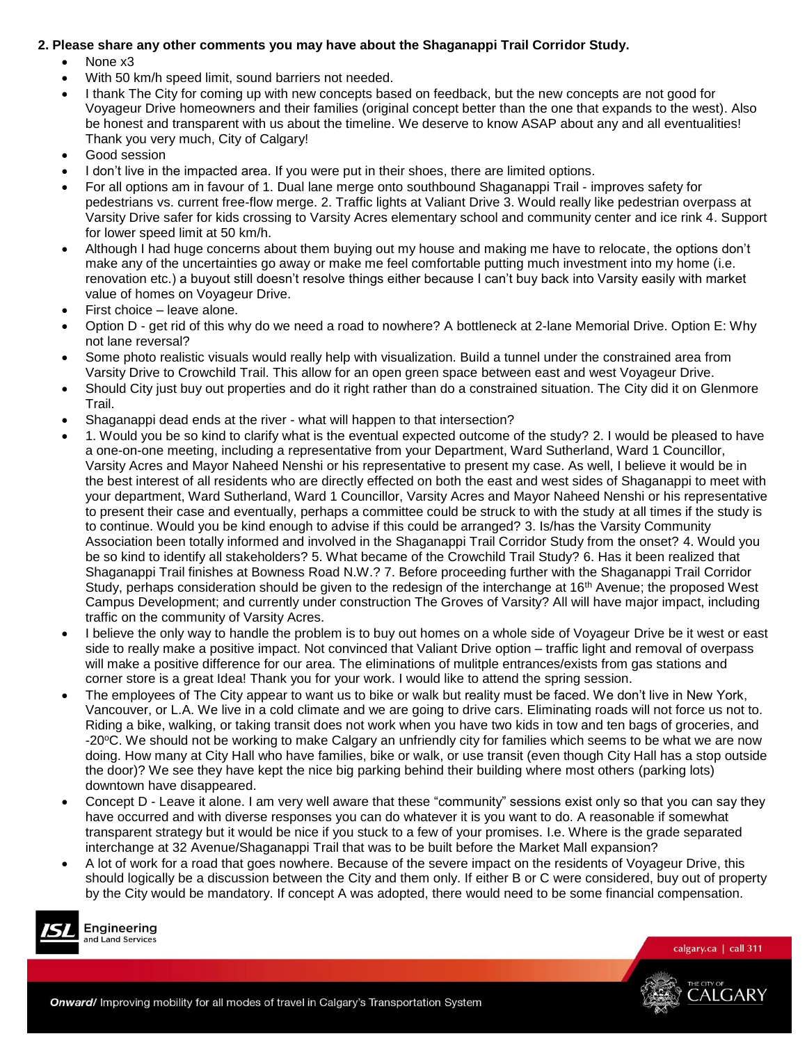**2. Please share any other comments you may have about the Shaganappi Trail Corridor Study.**

- None x3
- With 50 km/h speed limit, sound barriers not needed.
- I thank The City for coming up with new concepts based on feedback, but the new concepts are not good for Voyageur Drive homeowners and their families (original concept better than the one that expands to the west). Also be honest and transparent with us about the timeline. We deserve to know ASAP about any and all eventualities! Thank you very much, City of Calgary!
- Good session
- I don't live in the impacted area. If you were put in their shoes, there are limited options.
- For all options am in favour of 1. Dual lane merge onto southbound Shaganappi Trail - improves safety for pedestrians vs. current free-flow merge. 2. Traffic lights at Valiant Drive 3. Would really like pedestrian overpass at Varsity Drive safer for kids crossing to Varsity Acres elementary school and community center and ice rink 4. Support for lower speed limit at 50 km/h.
- Although I had huge concerns about them buying out my house and making me have to relocate, the options don't make any of the uncertainties go away or make me feel comfortable putting much investment into my home (i.e. renovation etc.) a buyout still doesn't resolve things either because I can't buy back into Varsity easily with market value of homes on Voyageur Drive.
- First choice – leave alone.
- Option D - get rid of this why do we need a road to nowhere? A bottleneck at 2-lane Memorial Drive. Option E: Why not lane reversal?
- Some photo realistic visuals would really help with visualization. Build a tunnel under the constrained area from Varsity Drive to Crowchild Trail. This allow for an open green space between east and west Voyageur Drive.
- Should City just buy out properties and do it right rather than do a constrained situation. The City did it on Glenmore Trail.
- Shaganappi dead ends at the river - what will happen to that intersection?
- 1. Would you be so kind to clarify what is the eventual expected outcome of the study? 2. I would be pleased to have a one-on-one meeting, including a representative from your Department, Ward Sutherland, Ward 1 Councillor, Varsity Acres and Mayor Naheed Nenshi or his representative to present my case. As well, I believe it would be in the best interest of all residents who are directly effected on both the east and west sides of Shaganappi to meet with your department, Ward Sutherland, Ward 1 Councillor, Varsity Acres and Mayor Naheed Nenshi or his representative to present their case and eventually, perhaps a committee could be struck to with the study at all times if the study is to continue. Would you be kind enough to advise if this could be arranged? 3. Is/has the Varsity Community Association been totally informed and involved in the Shaganappi Trail Corridor Study from the onset? 4. Would you be so kind to identify all stakeholders? 5. What became of the Crowchild Trail Study? 6. Has it been realized that Shaganappi Trail finishes at Bowness Road N.W.? 7. Before proceeding further with the Shaganappi Trail Corridor Study, perhaps consideration should be given to the redesign of the interchange at 16th Avenue; the proposed West Campus Development; and currently under construction The Groves of Varsity? All will have major impact, including traffic on the community of Varsity Acres.
- I believe the only way to handle the problem is to buy out homes on a whole side of Voyageur Drive be it west or east side to really make a positive impact. Not convinced that Valiant Drive option – traffic light and removal of overpass will make a positive difference for our area. The eliminations of mulitple entrances/exists from gas stations and corner store is a great Idea! Thank you for your work. I would like to attend the spring session.
- The employees of The City appear to want us to bike or walk but reality must be faced. We don't live in New York, Vancouver, or L.A. We live in a cold climate and we are going to drive cars. Eliminating roads will not force us not to. Riding a bike, walking, or taking transit does not work when you have two kids in tow and ten bags of groceries, and -20°C. We should not be working to make Calgary an unfriendly city for families which seems to be what we are now doing. How many at City Hall who have families, bike or walk, or use transit (even though City Hall has a stop outside the door)? We see they have kept the nice big parking behind their building where most others (parking lots) downtown have disappeared.
- Concept D - Leave it alone. I am very well aware that these "community" sessions exist only so that you can say they have occurred and with diverse responses you can do whatever it is you want to do. A reasonable if somewhat transparent strategy but it would be nice if you stuck to a few of your promises. I.e. Where is the grade separated interchange at 32 Avenue/Shaganappi Trail that was to be built before the Market Mall expansion?
- A lot of work for a road that goes nowhere. Because of the severe impact on the residents of Voyageur Drive, this should logically be a discussion between the City and them only. If either B or C were considered, buy out of property by the City would be mandatory. If concept A was adopted, there would need to be some financial compensation.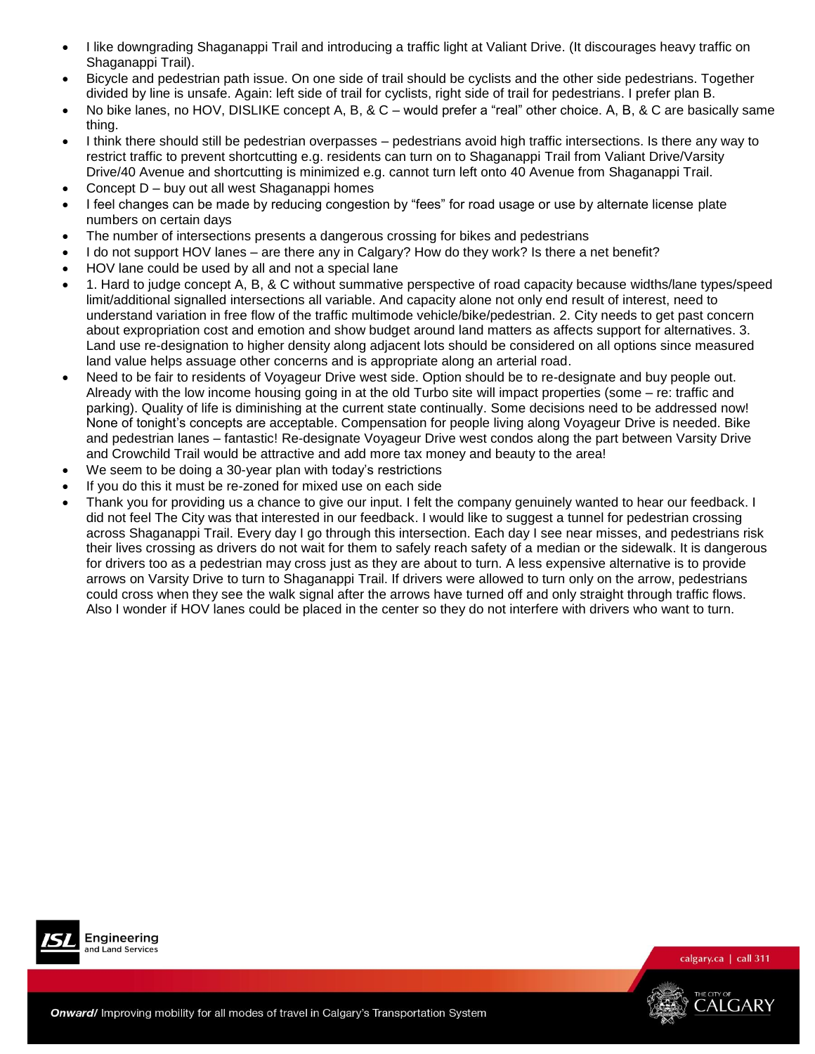- I like downgrading Shaganappi Trail and introducing a traffic light at Valiant Drive. (It discourages heavy traffic on Shaganappi Trail).
- Bicycle and pedestrian path issue. On one side of trail should be cyclists and the other side pedestrians. Together divided by line is unsafe. Again: left side of trail for cyclists, right side of trail for pedestrians. I prefer plan B.
- No bike lanes, no HOV, DISLIKE concept A, B, & C – would prefer a "real" other choice. A, B, & C are basically same thing.
- I think there should still be pedestrian overpasses – pedestrians avoid high traffic intersections. Is there any way to restrict traffic to prevent shortcutting e.g. residents can turn on to Shaganappi Trail from Valiant Drive/Varsity Drive/40 Avenue and shortcutting is minimized e.g. cannot turn left onto 40 Avenue from Shaganappi Trail.
- Concept D – buy out all west Shaganappi homes
- I feel changes can be made by reducing congestion by "fees" for road usage or use by alternate license plate numbers on certain days
- The number of intersections presents a dangerous crossing for bikes and pedestrians
- I do not support HOV lanes – are there any in Calgary? How do they work? Is there a net benefit?
- HOV lane could be used by all and not a special lane
- 1. Hard to judge concept A, B, & C without summative perspective of road capacity because widths/lane types/speed limit/additional signalled intersections all variable. And capacity alone not only end result of interest, need to understand variation in free flow of the traffic multimode vehicle/bike/pedestrian. 2. City needs to get past concern about expropriation cost and emotion and show budget around land matters as affects support for alternatives. 3. Land use re-designation to higher density along adjacent lots should be considered on all options since measured land value helps assuage other concerns and is appropriate along an arterial road.
- Need to be fair to residents of Voyageur Drive west side. Option should be to re-designate and buy people out. Already with the low income housing going in at the old Turbo site will impact properties (some – re: traffic and parking). Quality of life is diminishing at the current state continually. Some decisions need to be addressed now! None of tonight's concepts are acceptable. Compensation for people living along Voyageur Drive is needed. Bike and pedestrian lanes – fantastic! Re-designate Voyageur Drive west condos along the part between Varsity Drive and Crowchild Trail would be attractive and add more tax money and beauty to the area!
- We seem to be doing a 30-year plan with today's restrictions
- If you do this it must be re-zoned for mixed use on each side
- Thank you for providing us a chance to give our input. I felt the company genuinely wanted to hear our feedback. I did not feel The City was that interested in our feedback. I would like to suggest a tunnel for pedestrian crossing across Shaganappi Trail. Every day I go through this intersection. Each day I see near misses, and pedestrians risk their lives crossing as drivers do not wait for them to safely reach safety of a median or the sidewalk. It is dangerous for drivers too as a pedestrian may cross just as they are about to turn. A less expensive alternative is to provide arrows on Varsity Drive to turn to Shaganappi Trail. If drivers were allowed to turn only on the arrow, pedestrians could cross when they see the walk signal after the arrows have turned off and only straight through traffic flows. Also I wonder if HOV lanes could be placed in the center so they do not interfere with drivers who want to turn.